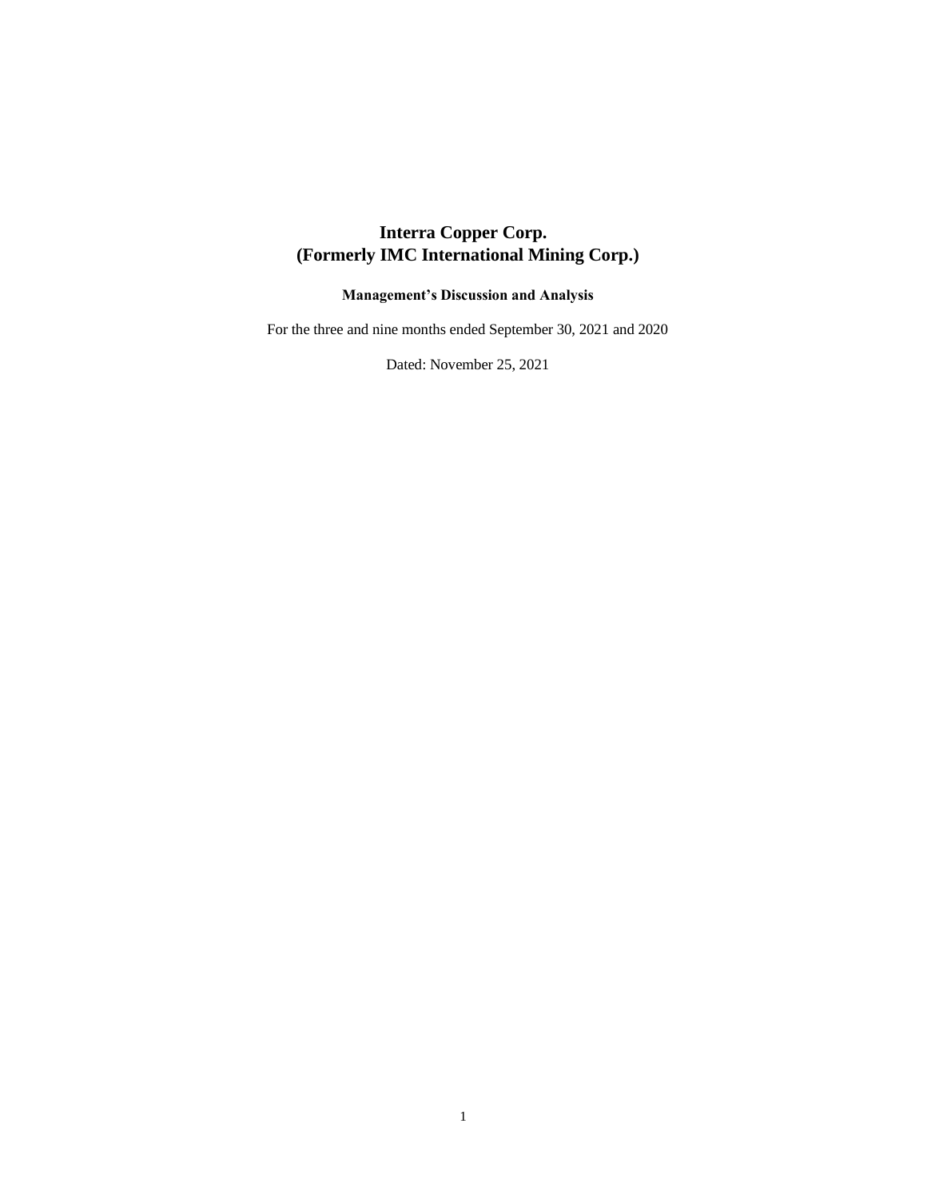# Interra Copper Corp.
# (Formerly IMC International Mining Corp.)

**Management's Discussion and Analysis**

For the three and nine months ended September 30, 2021 and 2020

Dated: November 25, 2021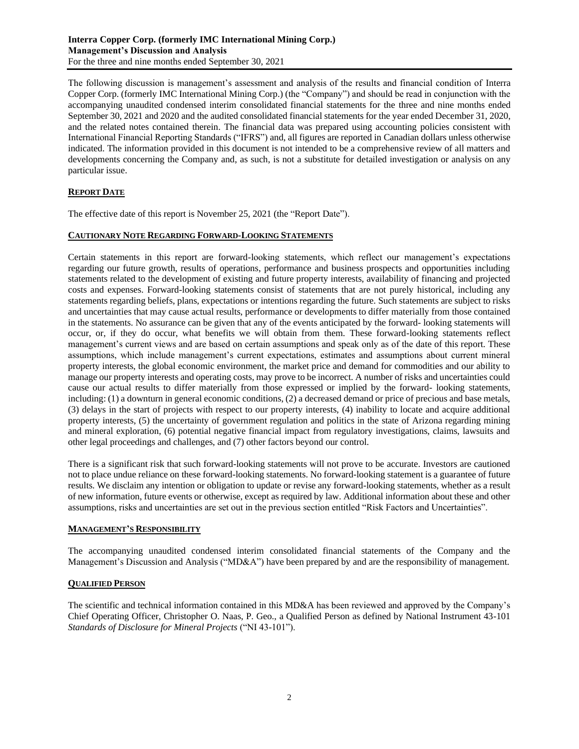The following discussion is management's assessment and analysis of the results and financial condition of Interra Copper Corp. (formerly IMC International Mining Corp.) (the "Company") and should be read in conjunction with the accompanying unaudited condensed interim consolidated financial statements for the three and nine months ended September 30, 2021 and 2020 and the audited consolidated financial statements for the year ended December 31, 2020, and the related notes contained therein. The financial data was prepared using accounting policies consistent with International Financial Reporting Standards ("IFRS") and, all figures are reported in Canadian dollars unless otherwise indicated. The information provided in this document is not intended to be a comprehensive review of all matters and developments concerning the Company and, as such, is not a substitute for detailed investigation or analysis on any particular issue.

## REPORT DATE

The effective date of this report is November 25, 2021 (the "Report Date").

## CAUTIONARY NOTE REGARDING FORWARD-LOOKING STATEMENTS

Certain statements in this report are forward-looking statements, which reflect our management's expectations regarding our future growth, results of operations, performance and business prospects and opportunities including statements related to the development of existing and future property interests, availability of financing and projected costs and expenses. Forward-looking statements consist of statements that are not purely historical, including any statements regarding beliefs, plans, expectations or intentions regarding the future. Such statements are subject to risks and uncertainties that may cause actual results, performance or developments to differ materially from those contained in the statements. No assurance can be given that any of the events anticipated by the forward- looking statements will occur, or, if they do occur, what benefits we will obtain from them. These forward-looking statements reflect management's current views and are based on certain assumptions and speak only as of the date of this report. These assumptions, which include management's current expectations, estimates and assumptions about current mineral property interests, the global economic environment, the market price and demand for commodities and our ability to manage our property interests and operating costs, may prove to be incorrect. A number of risks and uncertainties could cause our actual results to differ materially from those expressed or implied by the forward- looking statements, including: (1) a downturn in general economic conditions, (2) a decreased demand or price of precious and base metals, (3) delays in the start of projects with respect to our property interests, (4) inability to locate and acquire additional property interests, (5) the uncertainty of government regulation and politics in the state of Arizona regarding mining and mineral exploration, (6) potential negative financial impact from regulatory investigations, claims, lawsuits and other legal proceedings and challenges, and (7) other factors beyond our control.

There is a significant risk that such forward-looking statements will not prove to be accurate. Investors are cautioned not to place undue reliance on these forward-looking statements. No forward-looking statement is a guarantee of future results. We disclaim any intention or obligation to update or revise any forward-looking statements, whether as a result of new information, future events or otherwise, except as required by law. Additional information about these and other assumptions, risks and uncertainties are set out in the previous section entitled "Risk Factors and Uncertainties".

## MANAGEMENT'S RESPONSIBILITY

The accompanying unaudited condensed interim consolidated financial statements of the Company and the Management's Discussion and Analysis ("MD&A") have been prepared by and are the responsibility of management.

## QUALIFIED PERSON

The scientific and technical information contained in this MD&A has been reviewed and approved by the Company's Chief Operating Officer, Christopher O. Naas, P. Geo., a Qualified Person as defined by National Instrument 43-101 *Standards of Disclosure for Mineral Projects* ("NI 43-101").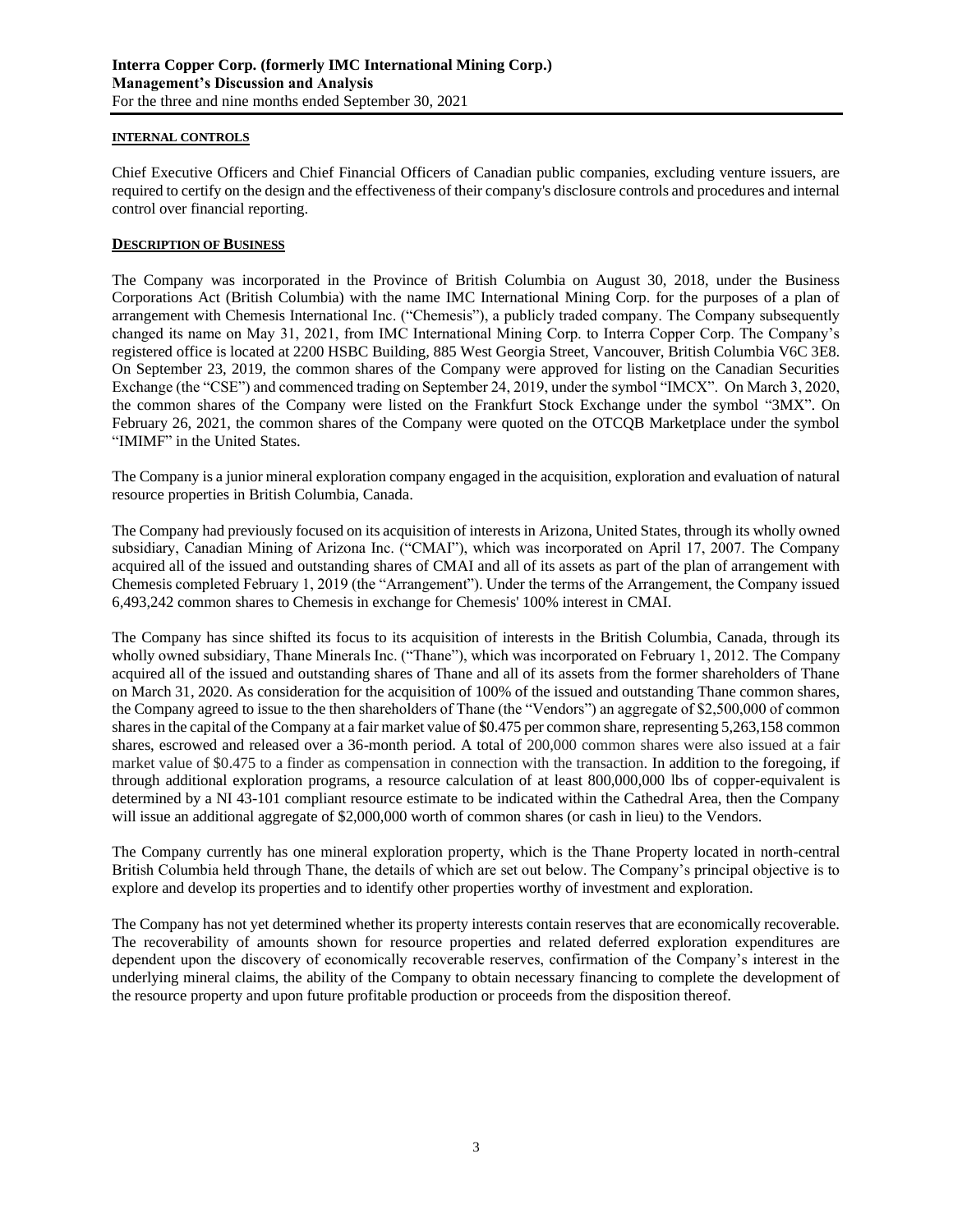#### INTERNAL CONTROLS

Chief Executive Officers and Chief Financial Officers of Canadian public companies, excluding venture issuers, are required to certify on the design and the effectiveness of their company's disclosure controls and procedures and internal control over financial reporting.

#### DESCRIPTION OF BUSINESS

The Company was incorporated in the Province of British Columbia on August 30, 2018, under the Business Corporations Act (British Columbia) with the name IMC International Mining Corp. for the purposes of a plan of arrangement with Chemesis International Inc. ("Chemesis"), a publicly traded company. The Company subsequently changed its name on May 31, 2021, from IMC International Mining Corp. to Interra Copper Corp. The Company's registered office is located at 2200 HSBC Building, 885 West Georgia Street, Vancouver, British Columbia V6C 3E8. On September 23, 2019, the common shares of the Company were approved for listing on the Canadian Securities Exchange (the "CSE") and commenced trading on September 24, 2019, under the symbol "IMCX". On March 3, 2020, the common shares of the Company were listed on the Frankfurt Stock Exchange under the symbol "3MX". On February 26, 2021, the common shares of the Company were quoted on the OTCQB Marketplace under the symbol "IMIMF" in the United States.

The Company is a junior mineral exploration company engaged in the acquisition, exploration and evaluation of natural resource properties in British Columbia, Canada.

The Company had previously focused on its acquisition of interests in Arizona, United States, through its wholly owned subsidiary, Canadian Mining of Arizona Inc. ("CMAI"), which was incorporated on April 17, 2007. The Company acquired all of the issued and outstanding shares of CMAI and all of its assets as part of the plan of arrangement with Chemesis completed February 1, 2019 (the "Arrangement"). Under the terms of the Arrangement, the Company issued 6,493,242 common shares to Chemesis in exchange for Chemesis' 100% interest in CMAI.

The Company has since shifted its focus to its acquisition of interests in the British Columbia, Canada, through its wholly owned subsidiary, Thane Minerals Inc. ("Thane"), which was incorporated on February 1, 2012. The Company acquired all of the issued and outstanding shares of Thane and all of its assets from the former shareholders of Thane on March 31, 2020. As consideration for the acquisition of 100% of the issued and outstanding Thane common shares, the Company agreed to issue to the then shareholders of Thane (the "Vendors") an aggregate of $2,500,000 of common shares in the capital of the Company at a fair market value of $0.475 per common share, representing 5,263,158 common shares, escrowed and released over a 36-month period. A total of 200,000 common shares were also issued at a fair market value of $0.475 to a finder as compensation in connection with the transaction. In addition to the foregoing, if through additional exploration programs, a resource calculation of at least 800,000,000 lbs of copper-equivalent is determined by a NI 43-101 compliant resource estimate to be indicated within the Cathedral Area, then the Company will issue an additional aggregate of $2,000,000 worth of common shares (or cash in lieu) to the Vendors.

The Company currently has one mineral exploration property, which is the Thane Property located in north-central British Columbia held through Thane, the details of which are set out below. The Company's principal objective is to explore and develop its properties and to identify other properties worthy of investment and exploration.

The Company has not yet determined whether its property interests contain reserves that are economically recoverable. The recoverability of amounts shown for resource properties and related deferred exploration expenditures are dependent upon the discovery of economically recoverable reserves, confirmation of the Company's interest in the underlying mineral claims, the ability of the Company to obtain necessary financing to complete the development of the resource property and upon future profitable production or proceeds from the disposition thereof.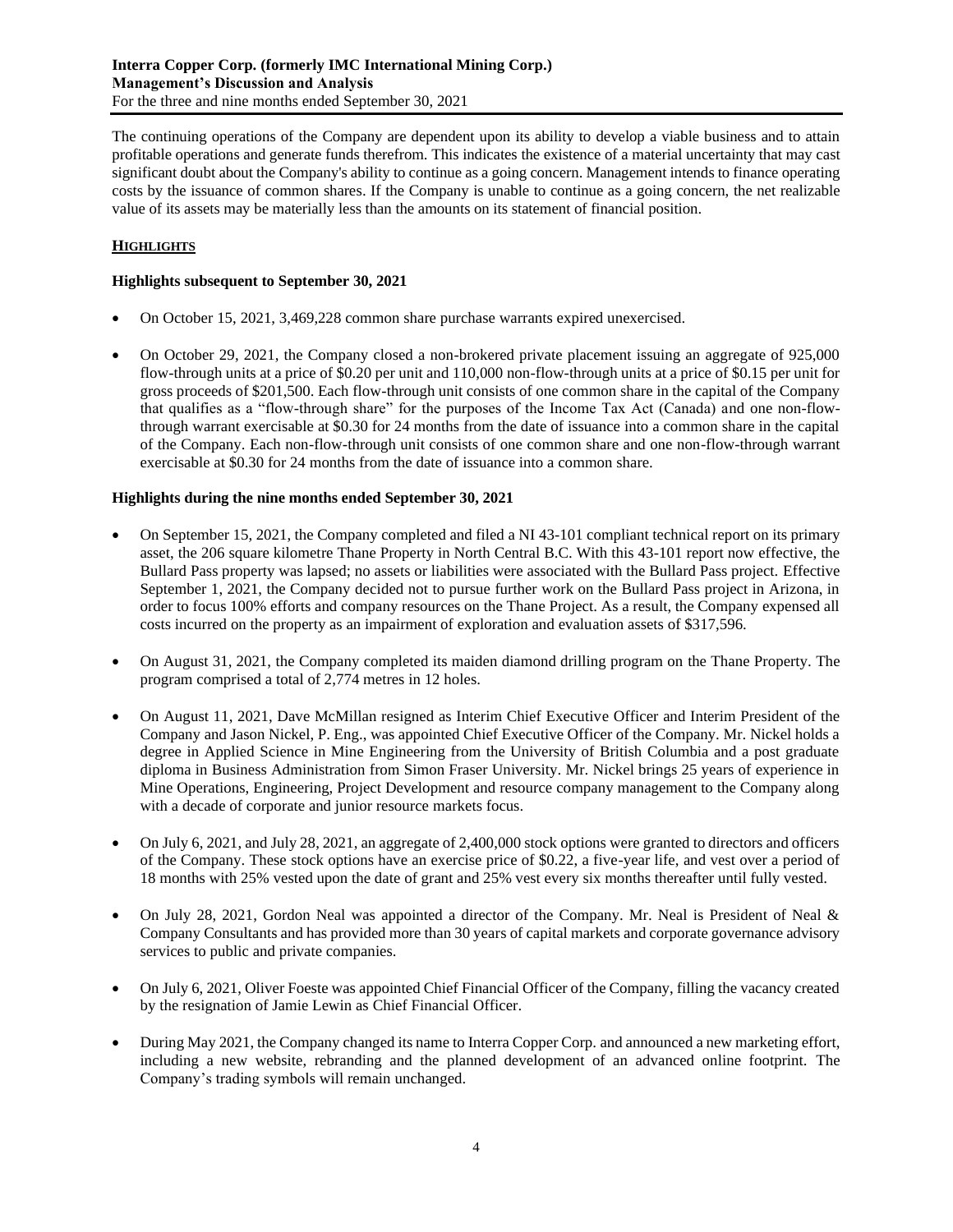The continuing operations of the Company are dependent upon its ability to develop a viable business and to attain profitable operations and generate funds therefrom. This indicates the existence of a material uncertainty that may cast significant doubt about the Company's ability to continue as a going concern. Management intends to finance operating costs by the issuance of common shares. If the Company is unable to continue as a going concern, the net realizable value of its assets may be materially less than the amounts on its statement of financial position.

## HIGHLIGHTS

### Highlights subsequent to September 30, 2021

- On October 15, 2021, 3,469,228 common share purchase warrants expired unexercised.
- On October 29, 2021, the Company closed a non-brokered private placement issuing an aggregate of 925,000 flow-through units at a price of $0.20 per unit and 110,000 non-flow-through units at a price of $0.15 per unit for gross proceeds of $201,500. Each flow-through unit consists of one common share in the capital of the Company that qualifies as a "flow-through share" for the purposes of the Income Tax Act (Canada) and one non-flow-through warrant exercisable at $0.30 for 24 months from the date of issuance into a common share in the capital of the Company. Each non-flow-through unit consists of one common share and one non-flow-through warrant exercisable at $0.30 for 24 months from the date of issuance into a common share.

### Highlights during the nine months ended September 30, 2021

- On September 15, 2021, the Company completed and filed a NI 43-101 compliant technical report on its primary asset, the 206 square kilometre Thane Property in North Central B.C. With this 43-101 report now effective, the Bullard Pass property was lapsed; no assets or liabilities were associated with the Bullard Pass project. Effective September 1, 2021, the Company decided not to pursue further work on the Bullard Pass project in Arizona, in order to focus 100% efforts and company resources on the Thane Project. As a result, the Company expensed all costs incurred on the property as an impairment of exploration and evaluation assets of $317,596.
- On August 31, 2021, the Company completed its maiden diamond drilling program on the Thane Property. The program comprised a total of 2,774 metres in 12 holes.
- On August 11, 2021, Dave McMillan resigned as Interim Chief Executive Officer and Interim President of the Company and Jason Nickel, P. Eng., was appointed Chief Executive Officer of the Company. Mr. Nickel holds a degree in Applied Science in Mine Engineering from the University of British Columbia and a post graduate diploma in Business Administration from Simon Fraser University. Mr. Nickel brings 25 years of experience in Mine Operations, Engineering, Project Development and resource company management to the Company along with a decade of corporate and junior resource markets focus.
- On July 6, 2021, and July 28, 2021, an aggregate of 2,400,000 stock options were granted to directors and officers of the Company. These stock options have an exercise price of $0.22, a five-year life, and vest over a period of 18 months with 25% vested upon the date of grant and 25% vest every six months thereafter until fully vested.
- On July 28, 2021, Gordon Neal was appointed a director of the Company. Mr. Neal is President of Neal & Company Consultants and has provided more than 30 years of capital markets and corporate governance advisory services to public and private companies.
- On July 6, 2021, Oliver Foeste was appointed Chief Financial Officer of the Company, filling the vacancy created by the resignation of Jamie Lewin as Chief Financial Officer.
- During May 2021, the Company changed its name to Interra Copper Corp. and announced a new marketing effort, including a new website, rebranding and the planned development of an advanced online footprint. The Company's trading symbols will remain unchanged.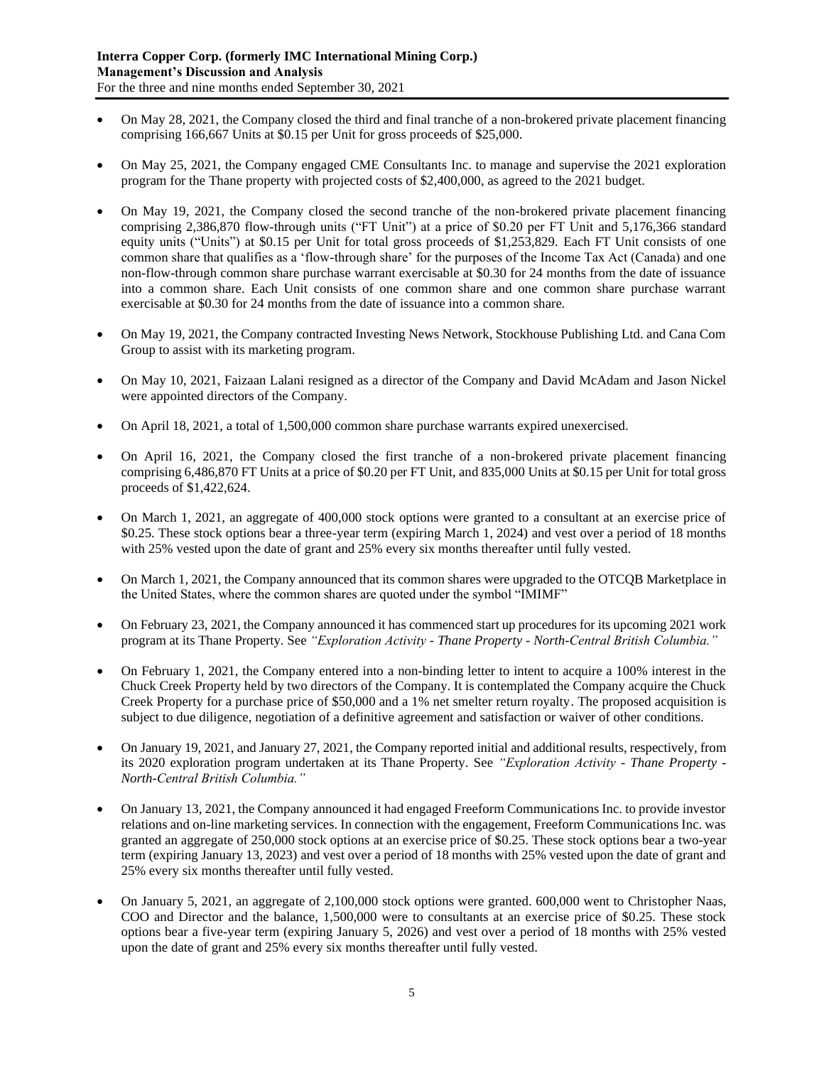- On May 28, 2021, the Company closed the third and final tranche of a non-brokered private placement financing comprising 166,667 Units at $0.15 per Unit for gross proceeds of $25,000.

- On May 25, 2021, the Company engaged CME Consultants Inc. to manage and supervise the 2021 exploration program for the Thane property with projected costs of $2,400,000, as agreed to the 2021 budget.

- On May 19, 2021, the Company closed the second tranche of the non-brokered private placement financing comprising 2,386,870 flow-through units ("FT Unit") at a price of $0.20 per FT Unit and 5,176,366 standard equity units ("Units") at $0.15 per Unit for total gross proceeds of $1,253,829. Each FT Unit consists of one common share that qualifies as a 'flow-through share' for the purposes of the Income Tax Act (Canada) and one non-flow-through common share purchase warrant exercisable at $0.30 for 24 months from the date of issuance into a common share. Each Unit consists of one common share and one common share purchase warrant exercisable at $0.30 for 24 months from the date of issuance into a common share.

- On May 19, 2021, the Company contracted Investing News Network, Stockhouse Publishing Ltd. and Cana Com Group to assist with its marketing program.

- On May 10, 2021, Faizaan Lalani resigned as a director of the Company and David McAdam and Jason Nickel were appointed directors of the Company.

- On April 18, 2021, a total of 1,500,000 common share purchase warrants expired unexercised.

- On April 16, 2021, the Company closed the first tranche of a non-brokered private placement financing comprising 6,486,870 FT Units at a price of $0.20 per FT Unit, and 835,000 Units at $0.15 per Unit for total gross proceeds of $1,422,624.

- On March 1, 2021, an aggregate of 400,000 stock options were granted to a consultant at an exercise price of $0.25. These stock options bear a three-year term (expiring March 1, 2024) and vest over a period of 18 months with 25% vested upon the date of grant and 25% every six months thereafter until fully vested.

- On March 1, 2021, the Company announced that its common shares were upgraded to the OTCQB Marketplace in the United States, where the common shares are quoted under the symbol "IMIMF"

- On February 23, 2021, the Company announced it has commenced start up procedures for its upcoming 2021 work program at its Thane Property. See *"Exploration Activity - Thane Property - North-Central British Columbia."*

- On February 1, 2021, the Company entered into a non-binding letter to intent to acquire a 100% interest in the Chuck Creek Property held by two directors of the Company. It is contemplated the Company acquire the Chuck Creek Property for a purchase price of $50,000 and a 1% net smelter return royalty. The proposed acquisition is subject to due diligence, negotiation of a definitive agreement and satisfaction or waiver of other conditions.

- On January 19, 2021, and January 27, 2021, the Company reported initial and additional results, respectively, from its 2020 exploration program undertaken at its Thane Property. See *"Exploration Activity - Thane Property - North-Central British Columbia."*

- On January 13, 2021, the Company announced it had engaged Freeform Communications Inc. to provide investor relations and on-line marketing services. In connection with the engagement, Freeform Communications Inc. was granted an aggregate of 250,000 stock options at an exercise price of $0.25. These stock options bear a two-year term (expiring January 13, 2023) and vest over a period of 18 months with 25% vested upon the date of grant and 25% every six months thereafter until fully vested.

- On January 5, 2021, an aggregate of 2,100,000 stock options were granted. 600,000 went to Christopher Naas, COO and Director and the balance, 1,500,000 were to consultants at an exercise price of $0.25. These stock options bear a five-year term (expiring January 5, 2026) and vest over a period of 18 months with 25% vested upon the date of grant and 25% every six months thereafter until fully vested.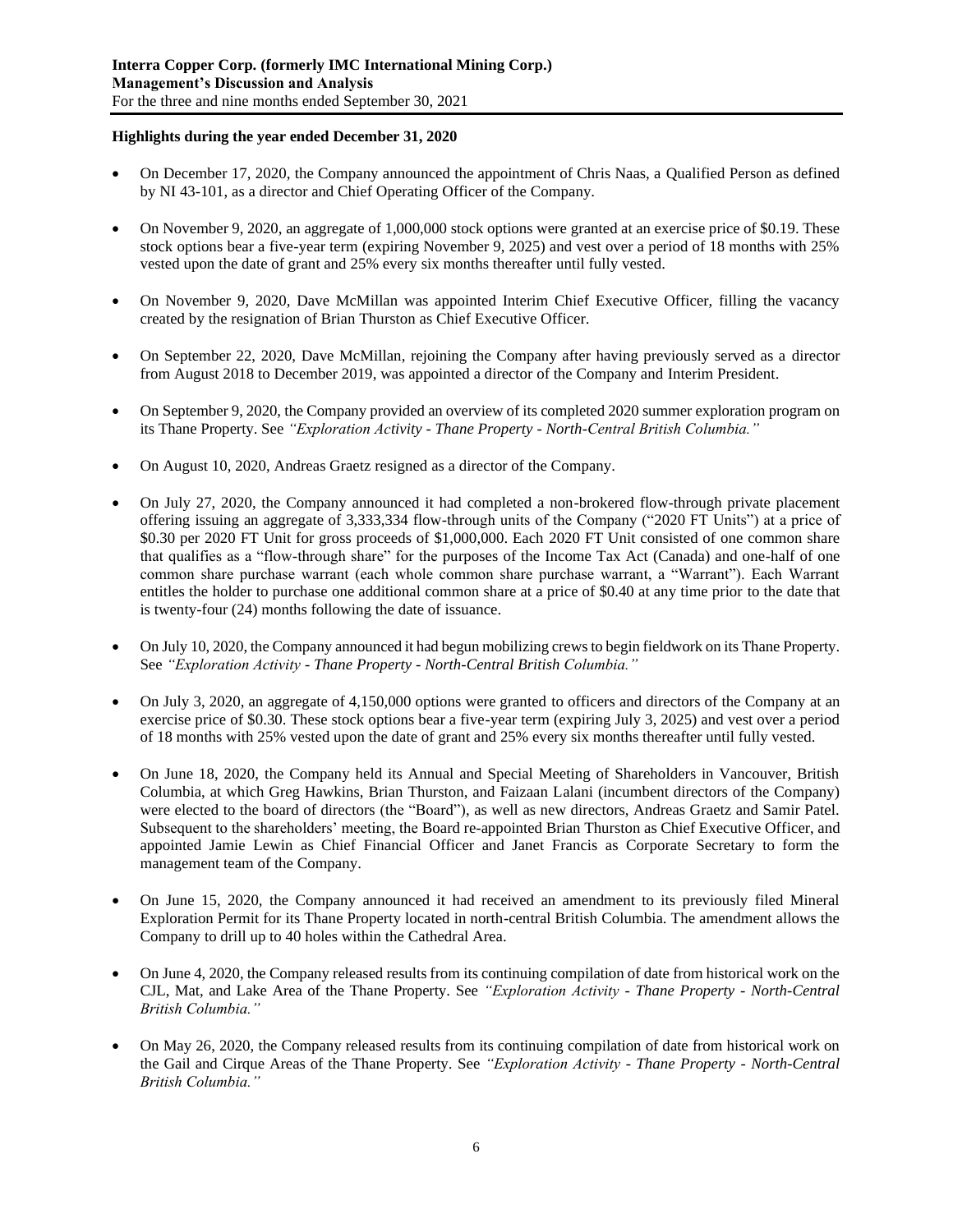**Highlights during the year ended December 31, 2020**

- On December 17, 2020, the Company announced the appointment of Chris Naas, a Qualified Person as defined by NI 43-101, as a director and Chief Operating Officer of the Company.

- On November 9, 2020, an aggregate of 1,000,000 stock options were granted at an exercise price of $0.19. These stock options bear a five-year term (expiring November 9, 2025) and vest over a period of 18 months with 25% vested upon the date of grant and 25% every six months thereafter until fully vested.

- On November 9, 2020, Dave McMillan was appointed Interim Chief Executive Officer, filling the vacancy created by the resignation of Brian Thurston as Chief Executive Officer.

- On September 22, 2020, Dave McMillan, rejoining the Company after having previously served as a director from August 2018 to December 2019, was appointed a director of the Company and Interim President.

- On September 9, 2020, the Company provided an overview of its completed 2020 summer exploration program on its Thane Property. See *"Exploration Activity - Thane Property - North-Central British Columbia."*

- On August 10, 2020, Andreas Graetz resigned as a director of the Company.

- On July 27, 2020, the Company announced it had completed a non-brokered flow-through private placement offering issuing an aggregate of 3,333,334 flow-through units of the Company ("2020 FT Units") at a price of $0.30 per 2020 FT Unit for gross proceeds of $1,000,000. Each 2020 FT Unit consisted of one common share that qualifies as a "flow-through share" for the purposes of the Income Tax Act (Canada) and one-half of one common share purchase warrant (each whole common share purchase warrant, a "Warrant"). Each Warrant entitles the holder to purchase one additional common share at a price of $0.40 at any time prior to the date that is twenty-four (24) months following the date of issuance.

- On July 10, 2020, the Company announced it had begun mobilizing crews to begin fieldwork on its Thane Property. See *"Exploration Activity - Thane Property - North-Central British Columbia."*

- On July 3, 2020, an aggregate of 4,150,000 options were granted to officers and directors of the Company at an exercise price of $0.30. These stock options bear a five-year term (expiring July 3, 2025) and vest over a period of 18 months with 25% vested upon the date of grant and 25% every six months thereafter until fully vested.

- On June 18, 2020, the Company held its Annual and Special Meeting of Shareholders in Vancouver, British Columbia, at which Greg Hawkins, Brian Thurston, and Faizaan Lalani (incumbent directors of the Company) were elected to the board of directors (the "Board"), as well as new directors, Andreas Graetz and Samir Patel. Subsequent to the shareholders' meeting, the Board re-appointed Brian Thurston as Chief Executive Officer, and appointed Jamie Lewin as Chief Financial Officer and Janet Francis as Corporate Secretary to form the management team of the Company.

- On June 15, 2020, the Company announced it had received an amendment to its previously filed Mineral Exploration Permit for its Thane Property located in north-central British Columbia. The amendment allows the Company to drill up to 40 holes within the Cathedral Area.

- On June 4, 2020, the Company released results from its continuing compilation of date from historical work on the CJL, Mat, and Lake Area of the Thane Property. See *"Exploration Activity - Thane Property - North-Central British Columbia."*

- On May 26, 2020, the Company released results from its continuing compilation of date from historical work on the Gail and Cirque Areas of the Thane Property. See *"Exploration Activity - Thane Property - North-Central British Columbia."*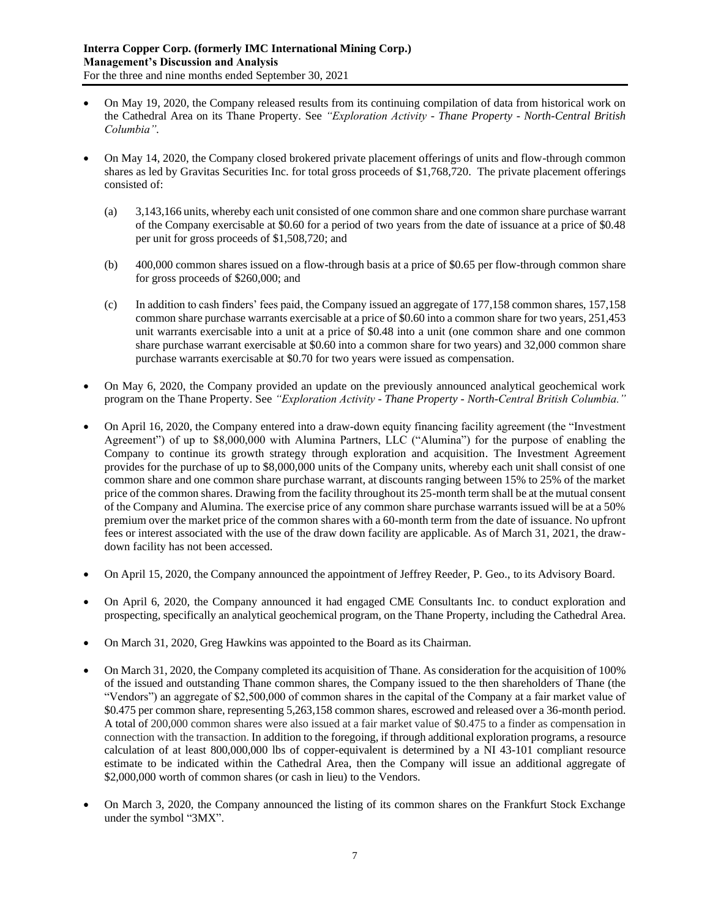- On May 19, 2020, the Company released results from its continuing compilation of data from historical work on the Cathedral Area on its Thane Property. See *"Exploration Activity - Thane Property - North-Central British Columbia"*.

- On May 14, 2020, the Company closed brokered private placement offerings of units and flow-through common shares as led by Gravitas Securities Inc. for total gross proceeds of $1,768,720. The private placement offerings consisted of:

  (a) 3,143,166 units, whereby each unit consisted of one common share and one common share purchase warrant of the Company exercisable at $0.60 for a period of two years from the date of issuance at a price of $0.48 per unit for gross proceeds of $1,508,720; and

  (b) 400,000 common shares issued on a flow-through basis at a price of $0.65 per flow-through common share for gross proceeds of $260,000; and

  (c) In addition to cash finders' fees paid, the Company issued an aggregate of 177,158 common shares, 157,158 common share purchase warrants exercisable at a price of $0.60 into a common share for two years, 251,453 unit warrants exercisable into a unit at a price of $0.48 into a unit (one common share and one common share purchase warrant exercisable at $0.60 into a common share for two years) and 32,000 common share purchase warrants exercisable at $0.70 for two years were issued as compensation.

- On May 6, 2020, the Company provided an update on the previously announced analytical geochemical work program on the Thane Property. See *"Exploration Activity - Thane Property - North-Central British Columbia."*

- On April 16, 2020, the Company entered into a draw-down equity financing facility agreement (the "Investment Agreement") of up to $8,000,000 with Alumina Partners, LLC ("Alumina") for the purpose of enabling the Company to continue its growth strategy through exploration and acquisition. The Investment Agreement provides for the purchase of up to $8,000,000 units of the Company units, whereby each unit shall consist of one common share and one common share purchase warrant, at discounts ranging between 15% to 25% of the market price of the common shares. Drawing from the facility throughout its 25-month term shall be at the mutual consent of the Company and Alumina. The exercise price of any common share purchase warrants issued will be at a 50% premium over the market price of the common shares with a 60-month term from the date of issuance. No upfront fees or interest associated with the use of the draw down facility are applicable. As of March 31, 2021, the draw-down facility has not been accessed.

- On April 15, 2020, the Company announced the appointment of Jeffrey Reeder, P. Geo., to its Advisory Board.

- On April 6, 2020, the Company announced it had engaged CME Consultants Inc. to conduct exploration and prospecting, specifically an analytical geochemical program, on the Thane Property, including the Cathedral Area.

- On March 31, 2020, Greg Hawkins was appointed to the Board as its Chairman.

- On March 31, 2020, the Company completed its acquisition of Thane. As consideration for the acquisition of 100% of the issued and outstanding Thane common shares, the Company issued to the then shareholders of Thane (the "Vendors") an aggregate of $2,500,000 of common shares in the capital of the Company at a fair market value of $0.475 per common share, representing 5,263,158 common shares, escrowed and released over a 36-month period. A total of 200,000 common shares were also issued at a fair market value of $0.475 to a finder as compensation in connection with the transaction. In addition to the foregoing, if through additional exploration programs, a resource calculation of at least 800,000,000 lbs of copper-equivalent is determined by a NI 43-101 compliant resource estimate to be indicated within the Cathedral Area, then the Company will issue an additional aggregate of $2,000,000 worth of common shares (or cash in lieu) to the Vendors.

- On March 3, 2020, the Company announced the listing of its common shares on the Frankfurt Stock Exchange under the symbol "3MX".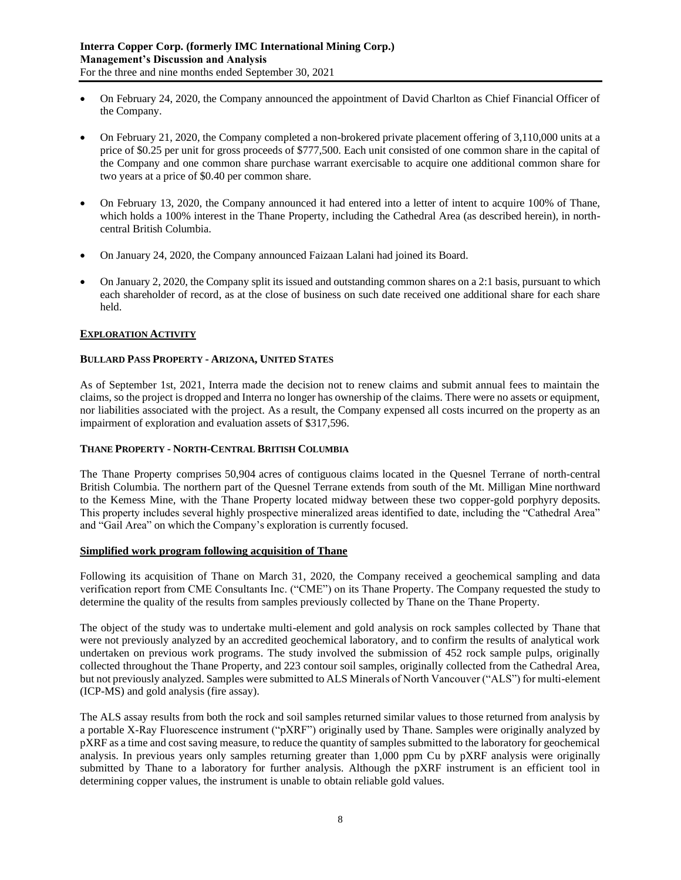- On February 24, 2020, the Company announced the appointment of David Charlton as Chief Financial Officer of the Company.
- On February 21, 2020, the Company completed a non-brokered private placement offering of 3,110,000 units at a price of $0.25 per unit for gross proceeds of $777,500. Each unit consisted of one common share in the capital of the Company and one common share purchase warrant exercisable to acquire one additional common share for two years at a price of $0.40 per common share.
- On February 13, 2020, the Company announced it had entered into a letter of intent to acquire 100% of Thane, which holds a 100% interest in the Thane Property, including the Cathedral Area (as described herein), in north-central British Columbia.
- On January 24, 2020, the Company announced Faizaan Lalani had joined its Board.
- On January 2, 2020, the Company split its issued and outstanding common shares on a 2:1 basis, pursuant to which each shareholder of record, as at the close of business on such date received one additional share for each share held.

## EXPLORATION ACTIVITY

### BULLARD PASS PROPERTY - ARIZONA, UNITED STATES

As of September 1st, 2021, Interra made the decision not to renew claims and submit annual fees to maintain the claims, so the project is dropped and Interra no longer has ownership of the claims. There were no assets or equipment, nor liabilities associated with the project. As a result, the Company expensed all costs incurred on the property as an impairment of exploration and evaluation assets of $317,596.

### THANE PROPERTY - NORTH-CENTRAL BRITISH COLUMBIA

The Thane Property comprises 50,904 acres of contiguous claims located in the Quesnel Terrane of north-central British Columbia. The northern part of the Quesnel Terrane extends from south of the Mt. Milligan Mine northward to the Kemess Mine, with the Thane Property located midway between these two copper-gold porphyry deposits. This property includes several highly prospective mineralized areas identified to date, including the "Cathedral Area" and "Gail Area" on which the Company's exploration is currently focused.

### Simplified work program following acquisition of Thane

Following its acquisition of Thane on March 31, 2020, the Company received a geochemical sampling and data verification report from CME Consultants Inc. ("CME") on its Thane Property. The Company requested the study to determine the quality of the results from samples previously collected by Thane on the Thane Property.

The object of the study was to undertake multi-element and gold analysis on rock samples collected by Thane that were not previously analyzed by an accredited geochemical laboratory, and to confirm the results of analytical work undertaken on previous work programs. The study involved the submission of 452 rock sample pulps, originally collected throughout the Thane Property, and 223 contour soil samples, originally collected from the Cathedral Area, but not previously analyzed. Samples were submitted to ALS Minerals of North Vancouver ("ALS") for multi-element (ICP-MS) and gold analysis (fire assay).

The ALS assay results from both the rock and soil samples returned similar values to those returned from analysis by a portable X-Ray Fluorescence instrument ("pXRF") originally used by Thane. Samples were originally analyzed by pXRF as a time and cost saving measure, to reduce the quantity of samples submitted to the laboratory for geochemical analysis. In previous years only samples returning greater than 1,000 ppm Cu by pXRF analysis were originally submitted by Thane to a laboratory for further analysis. Although the pXRF instrument is an efficient tool in determining copper values, the instrument is unable to obtain reliable gold values.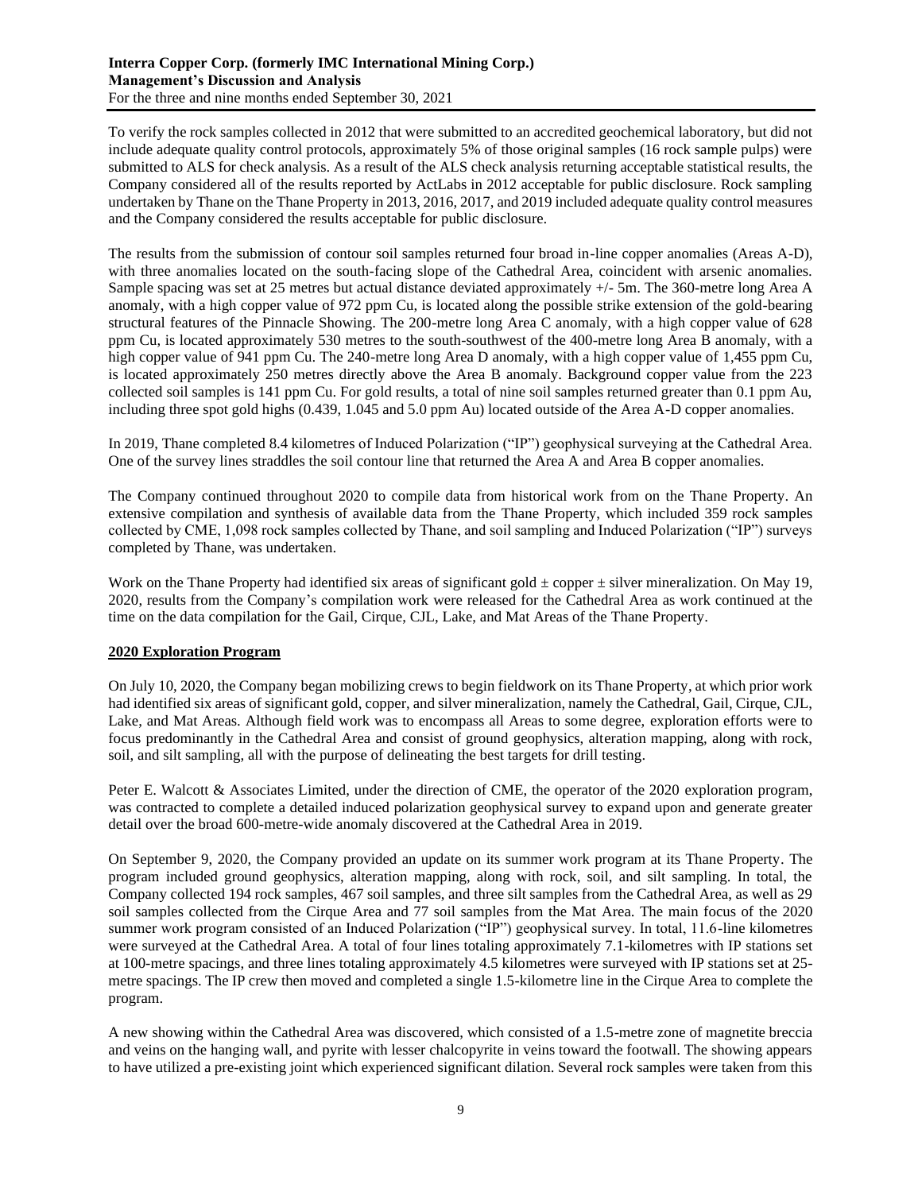To verify the rock samples collected in 2012 that were submitted to an accredited geochemical laboratory, but did not include adequate quality control protocols, approximately 5% of those original samples (16 rock sample pulps) were submitted to ALS for check analysis. As a result of the ALS check analysis returning acceptable statistical results, the Company considered all of the results reported by ActLabs in 2012 acceptable for public disclosure. Rock sampling undertaken by Thane on the Thane Property in 2013, 2016, 2017, and 2019 included adequate quality control measures and the Company considered the results acceptable for public disclosure.

The results from the submission of contour soil samples returned four broad in-line copper anomalies (Areas A-D), with three anomalies located on the south-facing slope of the Cathedral Area, coincident with arsenic anomalies. Sample spacing was set at 25 metres but actual distance deviated approximately +/- 5m. The 360-metre long Area A anomaly, with a high copper value of 972 ppm Cu, is located along the possible strike extension of the gold-bearing structural features of the Pinnacle Showing. The 200-metre long Area C anomaly, with a high copper value of 628 ppm Cu, is located approximately 530 metres to the south-southwest of the 400-metre long Area B anomaly, with a high copper value of 941 ppm Cu. The 240-metre long Area D anomaly, with a high copper value of 1,455 ppm Cu, is located approximately 250 metres directly above the Area B anomaly. Background copper value from the 223 collected soil samples is 141 ppm Cu. For gold results, a total of nine soil samples returned greater than 0.1 ppm Au, including three spot gold highs (0.439, 1.045 and 5.0 ppm Au) located outside of the Area A-D copper anomalies.

In 2019, Thane completed 8.4 kilometres of Induced Polarization ("IP") geophysical surveying at the Cathedral Area. One of the survey lines straddles the soil contour line that returned the Area A and Area B copper anomalies.

The Company continued throughout 2020 to compile data from historical work from on the Thane Property. An extensive compilation and synthesis of available data from the Thane Property, which included 359 rock samples collected by CME, 1,098 rock samples collected by Thane, and soil sampling and Induced Polarization ("IP") surveys completed by Thane, was undertaken.

Work on the Thane Property had identified six areas of significant gold ± copper ± silver mineralization. On May 19, 2020, results from the Company's compilation work were released for the Cathedral Area as work continued at the time on the data compilation for the Gail, Cirque, CJL, Lake, and Mat Areas of the Thane Property.

**2020 Exploration Program**

On July 10, 2020, the Company began mobilizing crews to begin fieldwork on its Thane Property, at which prior work had identified six areas of significant gold, copper, and silver mineralization, namely the Cathedral, Gail, Cirque, CJL, Lake, and Mat Areas. Although field work was to encompass all Areas to some degree, exploration efforts were to focus predominantly in the Cathedral Area and consist of ground geophysics, alteration mapping, along with rock, soil, and silt sampling, all with the purpose of delineating the best targets for drill testing.

Peter E. Walcott & Associates Limited, under the direction of CME, the operator of the 2020 exploration program, was contracted to complete a detailed induced polarization geophysical survey to expand upon and generate greater detail over the broad 600-metre-wide anomaly discovered at the Cathedral Area in 2019.

On September 9, 2020, the Company provided an update on its summer work program at its Thane Property. The program included ground geophysics, alteration mapping, along with rock, soil, and silt sampling. In total, the Company collected 194 rock samples, 467 soil samples, and three silt samples from the Cathedral Area, as well as 29 soil samples collected from the Cirque Area and 77 soil samples from the Mat Area. The main focus of the 2020 summer work program consisted of an Induced Polarization ("IP") geophysical survey. In total, 11.6-line kilometres were surveyed at the Cathedral Area. A total of four lines totaling approximately 7.1-kilometres with IP stations set at 100-metre spacings, and three lines totaling approximately 4.5 kilometres were surveyed with IP stations set at 25-metre spacings. The IP crew then moved and completed a single 1.5-kilometre line in the Cirque Area to complete the program.

A new showing within the Cathedral Area was discovered, which consisted of a 1.5-metre zone of magnetite breccia and veins on the hanging wall, and pyrite with lesser chalcopyrite in veins toward the footwall. The showing appears to have utilized a pre-existing joint which experienced significant dilation. Several rock samples were taken from this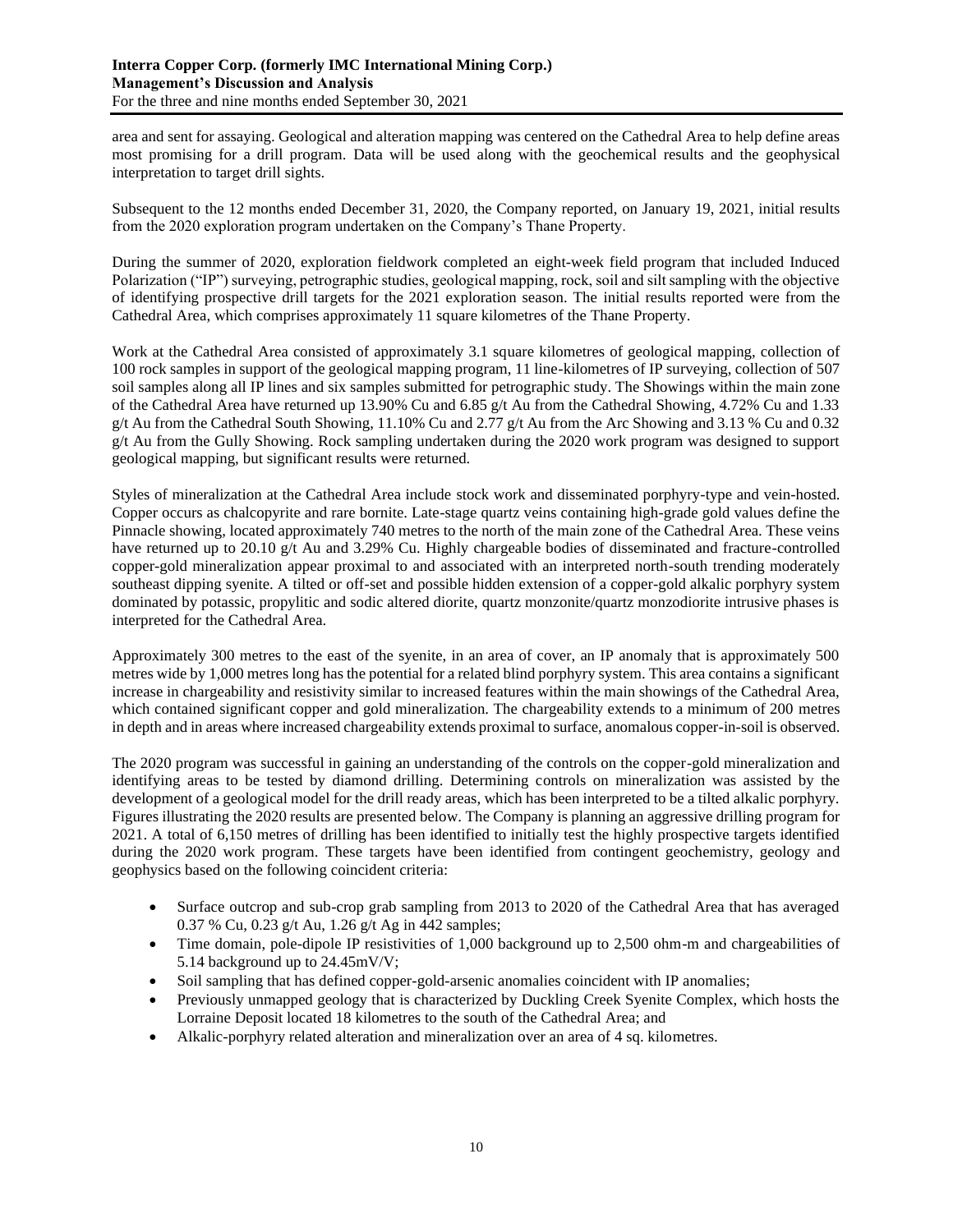area and sent for assaying. Geological and alteration mapping was centered on the Cathedral Area to help define areas most promising for a drill program. Data will be used along with the geochemical results and the geophysical interpretation to target drill sights.

Subsequent to the 12 months ended December 31, 2020, the Company reported, on January 19, 2021, initial results from the 2020 exploration program undertaken on the Company's Thane Property.

During the summer of 2020, exploration fieldwork completed an eight-week field program that included Induced Polarization ("IP") surveying, petrographic studies, geological mapping, rock, soil and silt sampling with the objective of identifying prospective drill targets for the 2021 exploration season. The initial results reported were from the Cathedral Area, which comprises approximately 11 square kilometres of the Thane Property.

Work at the Cathedral Area consisted of approximately 3.1 square kilometres of geological mapping, collection of 100 rock samples in support of the geological mapping program, 11 line-kilometres of IP surveying, collection of 507 soil samples along all IP lines and six samples submitted for petrographic study. The Showings within the main zone of the Cathedral Area have returned up 13.90% Cu and 6.85 g/t Au from the Cathedral Showing, 4.72% Cu and 1.33 g/t Au from the Cathedral South Showing, 11.10% Cu and 2.77 g/t Au from the Arc Showing and 3.13 % Cu and 0.32 g/t Au from the Gully Showing. Rock sampling undertaken during the 2020 work program was designed to support geological mapping, but significant results were returned.

Styles of mineralization at the Cathedral Area include stock work and disseminated porphyry-type and vein-hosted. Copper occurs as chalcopyrite and rare bornite. Late-stage quartz veins containing high-grade gold values define the Pinnacle showing, located approximately 740 metres to the north of the main zone of the Cathedral Area. These veins have returned up to 20.10 g/t Au and 3.29% Cu. Highly chargeable bodies of disseminated and fracture-controlled copper-gold mineralization appear proximal to and associated with an interpreted north-south trending moderately southeast dipping syenite. A tilted or off-set and possible hidden extension of a copper-gold alkalic porphyry system dominated by potassic, propylitic and sodic altered diorite, quartz monzonite/quartz monzodiorite intrusive phases is interpreted for the Cathedral Area.

Approximately 300 metres to the east of the syenite, in an area of cover, an IP anomaly that is approximately 500 metres wide by 1,000 metres long has the potential for a related blind porphyry system. This area contains a significant increase in chargeability and resistivity similar to increased features within the main showings of the Cathedral Area, which contained significant copper and gold mineralization. The chargeability extends to a minimum of 200 metres in depth and in areas where increased chargeability extends proximal to surface, anomalous copper-in-soil is observed.

The 2020 program was successful in gaining an understanding of the controls on the copper-gold mineralization and identifying areas to be tested by diamond drilling. Determining controls on mineralization was assisted by the development of a geological model for the drill ready areas, which has been interpreted to be a tilted alkalic porphyry. Figures illustrating the 2020 results are presented below. The Company is planning an aggressive drilling program for 2021. A total of 6,150 metres of drilling has been identified to initially test the highly prospective targets identified during the 2020 work program. These targets have been identified from contingent geochemistry, geology and geophysics based on the following coincident criteria:

- Surface outcrop and sub-crop grab sampling from 2013 to 2020 of the Cathedral Area that has averaged 0.37 % Cu, 0.23 g/t Au, 1.26 g/t Ag in 442 samples;
- Time domain, pole-dipole IP resistivities of 1,000 background up to 2,500 ohm-m and chargeabilities of 5.14 background up to 24.45mV/V;
- Soil sampling that has defined copper-gold-arsenic anomalies coincident with IP anomalies;
- Previously unmapped geology that is characterized by Duckling Creek Syenite Complex, which hosts the Lorraine Deposit located 18 kilometres to the south of the Cathedral Area; and
- Alkalic-porphyry related alteration and mineralization over an area of 4 sq. kilometres.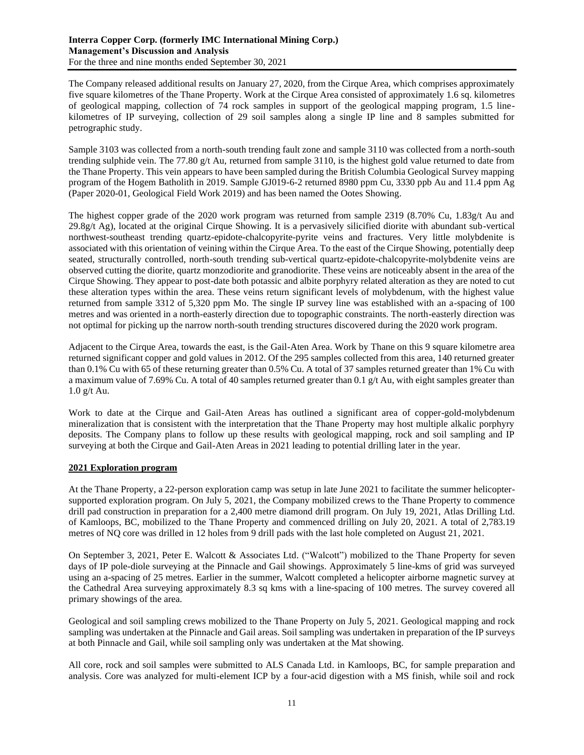The Company released additional results on January 27, 2020, from the Cirque Area, which comprises approximately five square kilometres of the Thane Property. Work at the Cirque Area consisted of approximately 1.6 sq. kilometres of geological mapping, collection of 74 rock samples in support of the geological mapping program, 1.5 line-kilometres of IP surveying, collection of 29 soil samples along a single IP line and 8 samples submitted for petrographic study.

Sample 3103 was collected from a north-south trending fault zone and sample 3110 was collected from a north-south trending sulphide vein. The 77.80 g/t Au, returned from sample 3110, is the highest gold value returned to date from the Thane Property. This vein appears to have been sampled during the British Columbia Geological Survey mapping program of the Hogem Batholith in 2019. Sample GJ019-6-2 returned 8980 ppm Cu, 3330 ppb Au and 11.4 ppm Ag (Paper 2020-01, Geological Field Work 2019) and has been named the Ootes Showing.

The highest copper grade of the 2020 work program was returned from sample 2319 (8.70% Cu, 1.83g/t Au and 29.8g/t Ag), located at the original Cirque Showing. It is a pervasively silicified diorite with abundant sub-vertical northwest-southeast trending quartz-epidote-chalcopyrite-pyrite veins and fractures. Very little molybdenite is associated with this orientation of veining within the Cirque Area. To the east of the Cirque Showing, potentially deep seated, structurally controlled, north-south trending sub-vertical quartz-epidote-chalcopyrite-molybdenite veins are observed cutting the diorite, quartz monzodiorite and granodiorite. These veins are noticeably absent in the area of the Cirque Showing. They appear to post-date both potassic and albite porphyry related alteration as they are noted to cut these alteration types within the area. These veins return significant levels of molybdenum, with the highest value returned from sample 3312 of 5,320 ppm Mo. The single IP survey line was established with an a-spacing of 100 metres and was oriented in a north-easterly direction due to topographic constraints. The north-easterly direction was not optimal for picking up the narrow north-south trending structures discovered during the 2020 work program.

Adjacent to the Cirque Area, towards the east, is the Gail-Aten Area. Work by Thane on this 9 square kilometre area returned significant copper and gold values in 2012. Of the 295 samples collected from this area, 140 returned greater than 0.1% Cu with 65 of these returning greater than 0.5% Cu. A total of 37 samples returned greater than 1% Cu with a maximum value of 7.69% Cu. A total of 40 samples returned greater than 0.1 g/t Au, with eight samples greater than 1.0 g/t Au.

Work to date at the Cirque and Gail-Aten Areas has outlined a significant area of copper-gold-molybdenum mineralization that is consistent with the interpretation that the Thane Property may host multiple alkalic porphyry deposits. The Company plans to follow up these results with geological mapping, rock and soil sampling and IP surveying at both the Cirque and Gail-Aten Areas in 2021 leading to potential drilling later in the year.

**2021 Exploration program**

At the Thane Property, a 22-person exploration camp was setup in late June 2021 to facilitate the summer helicopter-supported exploration program. On July 5, 2021, the Company mobilized crews to the Thane Property to commence drill pad construction in preparation for a 2,400 metre diamond drill program. On July 19, 2021, Atlas Drilling Ltd. of Kamloops, BC, mobilized to the Thane Property and commenced drilling on July 20, 2021. A total of 2,783.19 metres of NQ core was drilled in 12 holes from 9 drill pads with the last hole completed on August 21, 2021.

On September 3, 2021, Peter E. Walcott & Associates Ltd. ("Walcott") mobilized to the Thane Property for seven days of IP pole-diole surveying at the Pinnacle and Gail showings. Approximately 5 line-kms of grid was surveyed using an a-spacing of 25 metres. Earlier in the summer, Walcott completed a helicopter airborne magnetic survey at the Cathedral Area surveying approximately 8.3 sq kms with a line-spacing of 100 metres. The survey covered all primary showings of the area.

Geological and soil sampling crews mobilized to the Thane Property on July 5, 2021. Geological mapping and rock sampling was undertaken at the Pinnacle and Gail areas. Soil sampling was undertaken in preparation of the IP surveys at both Pinnacle and Gail, while soil sampling only was undertaken at the Mat showing.

All core, rock and soil samples were submitted to ALS Canada Ltd. in Kamloops, BC, for sample preparation and analysis. Core was analyzed for multi-element ICP by a four-acid digestion with a MS finish, while soil and rock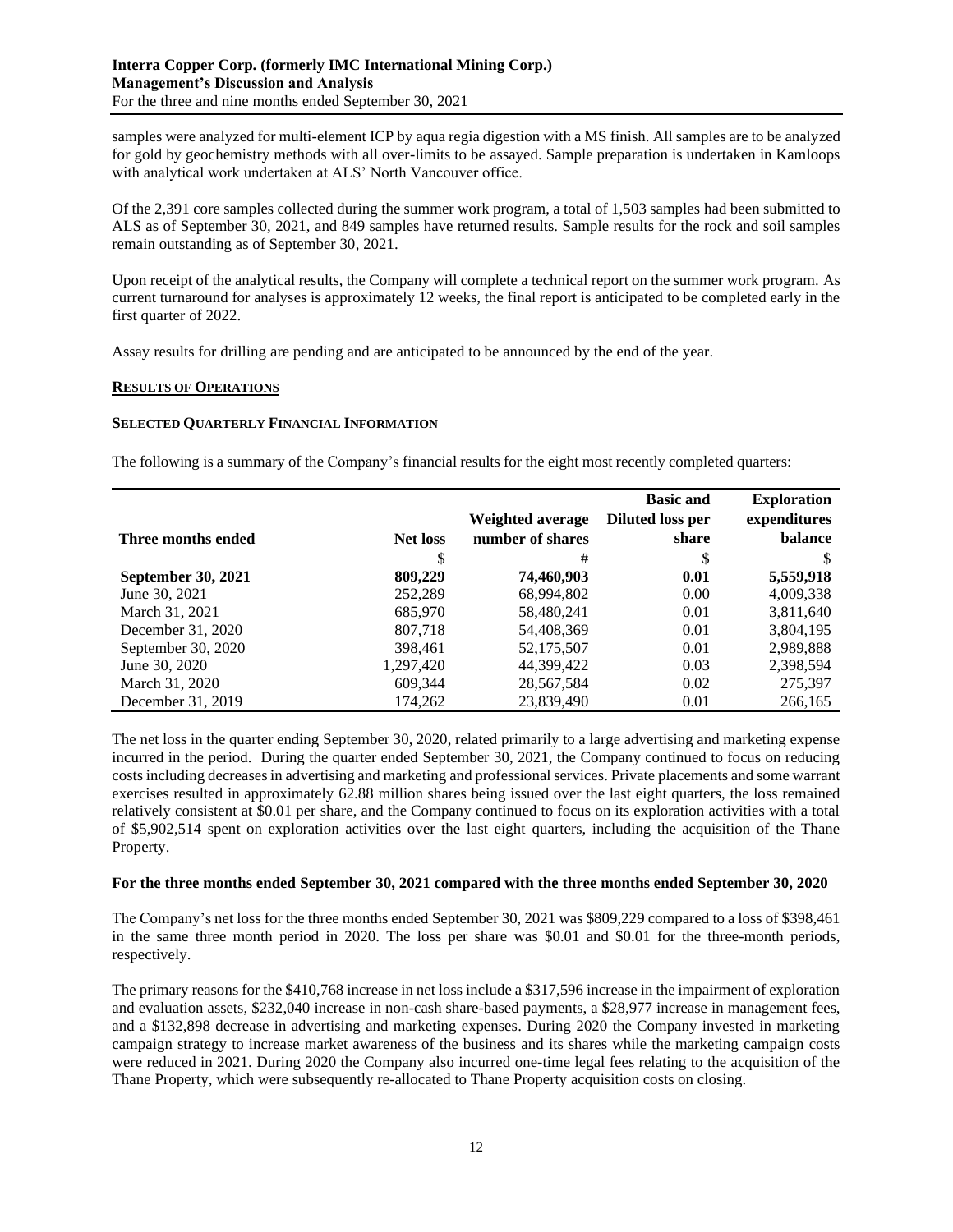samples were analyzed for multi-element ICP by aqua regia digestion with a MS finish. All samples are to be analyzed for gold by geochemistry methods with all over-limits to be assayed. Sample preparation is undertaken in Kamloops with analytical work undertaken at ALS' North Vancouver office.

Of the 2,391 core samples collected during the summer work program, a total of 1,503 samples had been submitted to ALS as of September 30, 2021, and 849 samples have returned results. Sample results for the rock and soil samples remain outstanding as of September 30, 2021.

Upon receipt of the analytical results, the Company will complete a technical report on the summer work program. As current turnaround for analyses is approximately 12 weeks, the final report is anticipated to be completed early in the first quarter of 2022.

Assay results for drilling are pending and are anticipated to be announced by the end of the year.

## RESULTS OF OPERATIONS

### SELECTED QUARTERLY FINANCIAL INFORMATION

The following is a summary of the Company's financial results for the eight most recently completed quarters:

| Three months ended | Net loss | Weighted average number of shares | Basic and Diluted loss per share | Exploration expenditures balance |
|---|---|---|---|---|
| | $ | # | $ | $ |
| **September 30, 2021** | **809,229** | **74,460,903** | **0.01** | **5,559,918** |
| June 30, 2021 | 252,289 | 68,994,802 | 0.00 | 4,009,338 |
| March 31, 2021 | 685,970 | 58,480,241 | 0.01 | 3,811,640 |
| December 31, 2020 | 807,718 | 54,408,369 | 0.01 | 3,804,195 |
| September 30, 2020 | 398,461 | 52,175,507 | 0.01 | 2,989,888 |
| June 30, 2020 | 1,297,420 | 44,399,422 | 0.03 | 2,398,594 |
| March 31, 2020 | 609,344 | 28,567,584 | 0.02 | 275,397 |
| December 31, 2019 | 174,262 | 23,839,490 | 0.01 | 266,165 |

The net loss in the quarter ending September 30, 2020, related primarily to a large advertising and marketing expense incurred in the period. During the quarter ended September 30, 2021, the Company continued to focus on reducing costs including decreases in advertising and marketing and professional services. Private placements and some warrant exercises resulted in approximately 62.88 million shares being issued over the last eight quarters, the loss remained relatively consistent at $0.01 per share, and the Company continued to focus on its exploration activities with a total of $5,902,514 spent on exploration activities over the last eight quarters, including the acquisition of the Thane Property.

**For the three months ended September 30, 2021 compared with the three months ended September 30, 2020**

The Company's net loss for the three months ended September 30, 2021 was $809,229 compared to a loss of $398,461 in the same three month period in 2020. The loss per share was $0.01 and $0.01 for the three-month periods, respectively.

The primary reasons for the $410,768 increase in net loss include a $317,596 increase in the impairment of exploration and evaluation assets, $232,040 increase in non-cash share-based payments, a $28,977 increase in management fees, and a $132,898 decrease in advertising and marketing expenses. During 2020 the Company invested in marketing campaign strategy to increase market awareness of the business and its shares while the marketing campaign costs were reduced in 2021. During 2020 the Company also incurred one-time legal fees relating to the acquisition of the Thane Property, which were subsequently re-allocated to Thane Property acquisition costs on closing.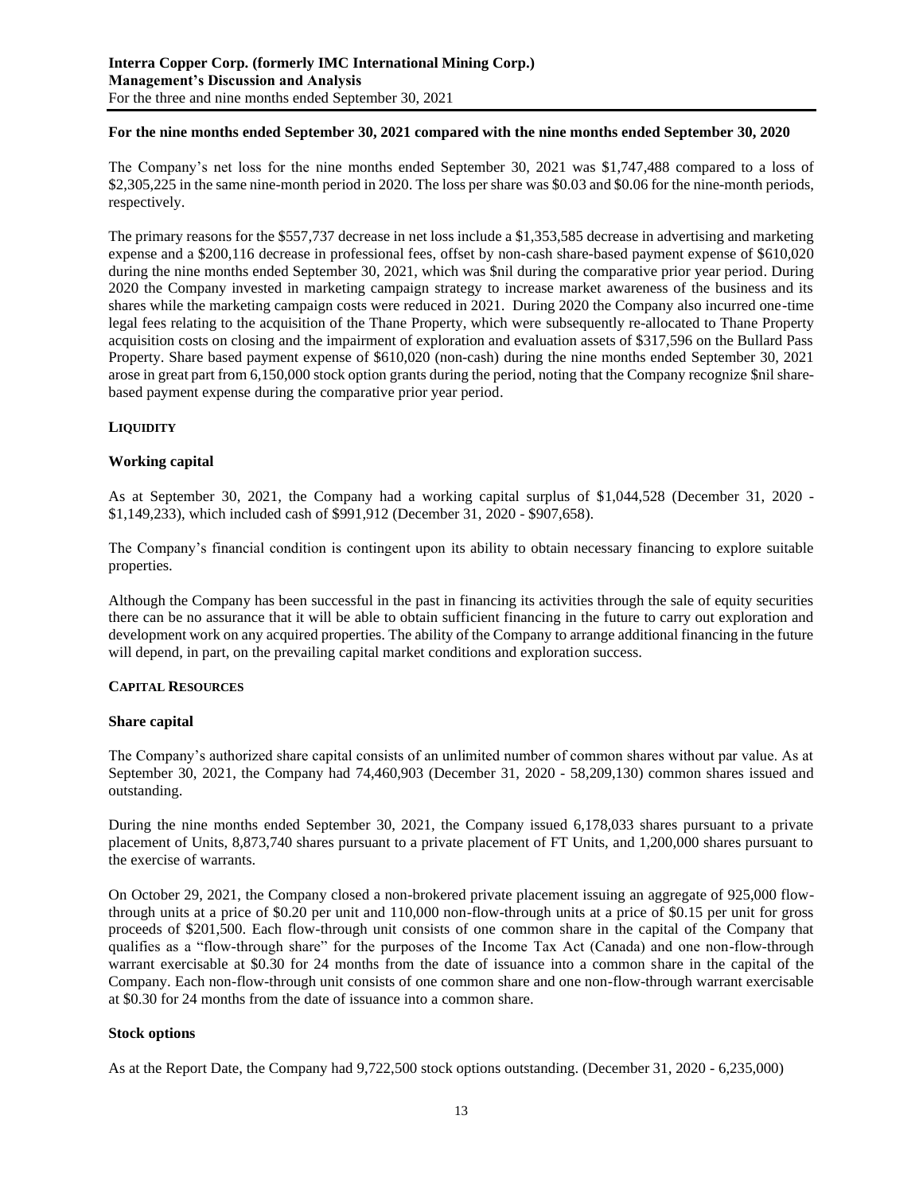**For the nine months ended September 30, 2021 compared with the nine months ended September 30, 2020**

The Company's net loss for the nine months ended September 30, 2021 was $1,747,488 compared to a loss of $2,305,225 in the same nine-month period in 2020. The loss per share was $0.03 and $0.06 for the nine-month periods, respectively.

The primary reasons for the $557,737 decrease in net loss include a $1,353,585 decrease in advertising and marketing expense and a $200,116 decrease in professional fees, offset by non-cash share-based payment expense of $610,020 during the nine months ended September 30, 2021, which was $nil during the comparative prior year period. During 2020 the Company invested in marketing campaign strategy to increase market awareness of the business and its shares while the marketing campaign costs were reduced in 2021. During 2020 the Company also incurred one-time legal fees relating to the acquisition of the Thane Property, which were subsequently re-allocated to Thane Property acquisition costs on closing and the impairment of exploration and evaluation assets of $317,596 on the Bullard Pass Property. Share based payment expense of $610,020 (non-cash) during the nine months ended September 30, 2021 arose in great part from 6,150,000 stock option grants during the period, noting that the Company recognize $nil share-based payment expense during the comparative prior year period.

## LIQUIDITY

### Working capital

As at September 30, 2021, the Company had a working capital surplus of $1,044,528 (December 31, 2020 - $1,149,233), which included cash of $991,912 (December 31, 2020 - $907,658).

The Company's financial condition is contingent upon its ability to obtain necessary financing to explore suitable properties.

Although the Company has been successful in the past in financing its activities through the sale of equity securities there can be no assurance that it will be able to obtain sufficient financing in the future to carry out exploration and development work on any acquired properties. The ability of the Company to arrange additional financing in the future will depend, in part, on the prevailing capital market conditions and exploration success.

## CAPITAL RESOURCES

### Share capital

The Company's authorized share capital consists of an unlimited number of common shares without par value. As at September 30, 2021, the Company had 74,460,903 (December 31, 2020 - 58,209,130) common shares issued and outstanding.

During the nine months ended September 30, 2021, the Company issued 6,178,033 shares pursuant to a private placement of Units, 8,873,740 shares pursuant to a private placement of FT Units, and 1,200,000 shares pursuant to the exercise of warrants.

On October 29, 2021, the Company closed a non-brokered private placement issuing an aggregate of 925,000 flow-through units at a price of $0.20 per unit and 110,000 non-flow-through units at a price of $0.15 per unit for gross proceeds of $201,500. Each flow-through unit consists of one common share in the capital of the Company that qualifies as a "flow-through share" for the purposes of the Income Tax Act (Canada) and one non-flow-through warrant exercisable at $0.30 for 24 months from the date of issuance into a common share in the capital of the Company. Each non-flow-through unit consists of one common share and one non-flow-through warrant exercisable at $0.30 for 24 months from the date of issuance into a common share.

### Stock options

As at the Report Date, the Company had 9,722,500 stock options outstanding. (December 31, 2020 - 6,235,000)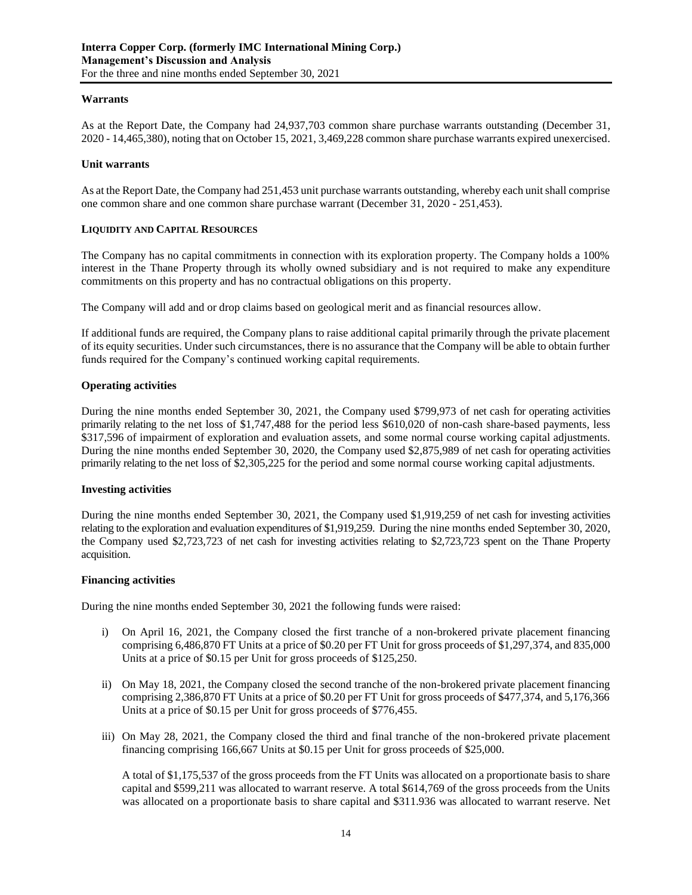### Warrants

As at the Report Date, the Company had 24,937,703 common share purchase warrants outstanding (December 31, 2020 - 14,465,380), noting that on October 15, 2021, 3,469,228 common share purchase warrants expired unexercised.

### Unit warrants

As at the Report Date, the Company had 251,453 unit purchase warrants outstanding, whereby each unit shall comprise one common share and one common share purchase warrant (December 31, 2020 - 251,453).

## LIQUIDITY AND CAPITAL RESOURCES

The Company has no capital commitments in connection with its exploration property. The Company holds a 100% interest in the Thane Property through its wholly owned subsidiary and is not required to make any expenditure commitments on this property and has no contractual obligations on this property.

The Company will add and or drop claims based on geological merit and as financial resources allow.

If additional funds are required, the Company plans to raise additional capital primarily through the private placement of its equity securities. Under such circumstances, there is no assurance that the Company will be able to obtain further funds required for the Company's continued working capital requirements.

### Operating activities

During the nine months ended September 30, 2021, the Company used $799,973 of net cash for operating activities primarily relating to the net loss of $1,747,488 for the period less $610,020 of non-cash share-based payments, less $317,596 of impairment of exploration and evaluation assets, and some normal course working capital adjustments. During the nine months ended September 30, 2020, the Company used $2,875,989 of net cash for operating activities primarily relating to the net loss of $2,305,225 for the period and some normal course working capital adjustments.

### Investing activities

During the nine months ended September 30, 2021, the Company used $1,919,259 of net cash for investing activities relating to the exploration and evaluation expenditures of $1,919,259. During the nine months ended September 30, 2020, the Company used $2,723,723 of net cash for investing activities relating to $2,723,723 spent on the Thane Property acquisition.

### Financing activities

During the nine months ended September 30, 2021 the following funds were raised:

i) On April 16, 2021, the Company closed the first tranche of a non-brokered private placement financing comprising 6,486,870 FT Units at a price of $0.20 per FT Unit for gross proceeds of $1,297,374, and 835,000 Units at a price of $0.15 per Unit for gross proceeds of $125,250.

ii) On May 18, 2021, the Company closed the second tranche of the non-brokered private placement financing comprising 2,386,870 FT Units at a price of $0.20 per FT Unit for gross proceeds of $477,374, and 5,176,366 Units at a price of $0.15 per Unit for gross proceeds of $776,455.

iii) On May 28, 2021, the Company closed the third and final tranche of the non-brokered private placement financing comprising 166,667 Units at $0.15 per Unit for gross proceeds of $25,000.

A total of $1,175,537 of the gross proceeds from the FT Units was allocated on a proportionate basis to share capital and $599,211 was allocated to warrant reserve. A total $614,769 of the gross proceeds from the Units was allocated on a proportionate basis to share capital and $311.936 was allocated to warrant reserve. Net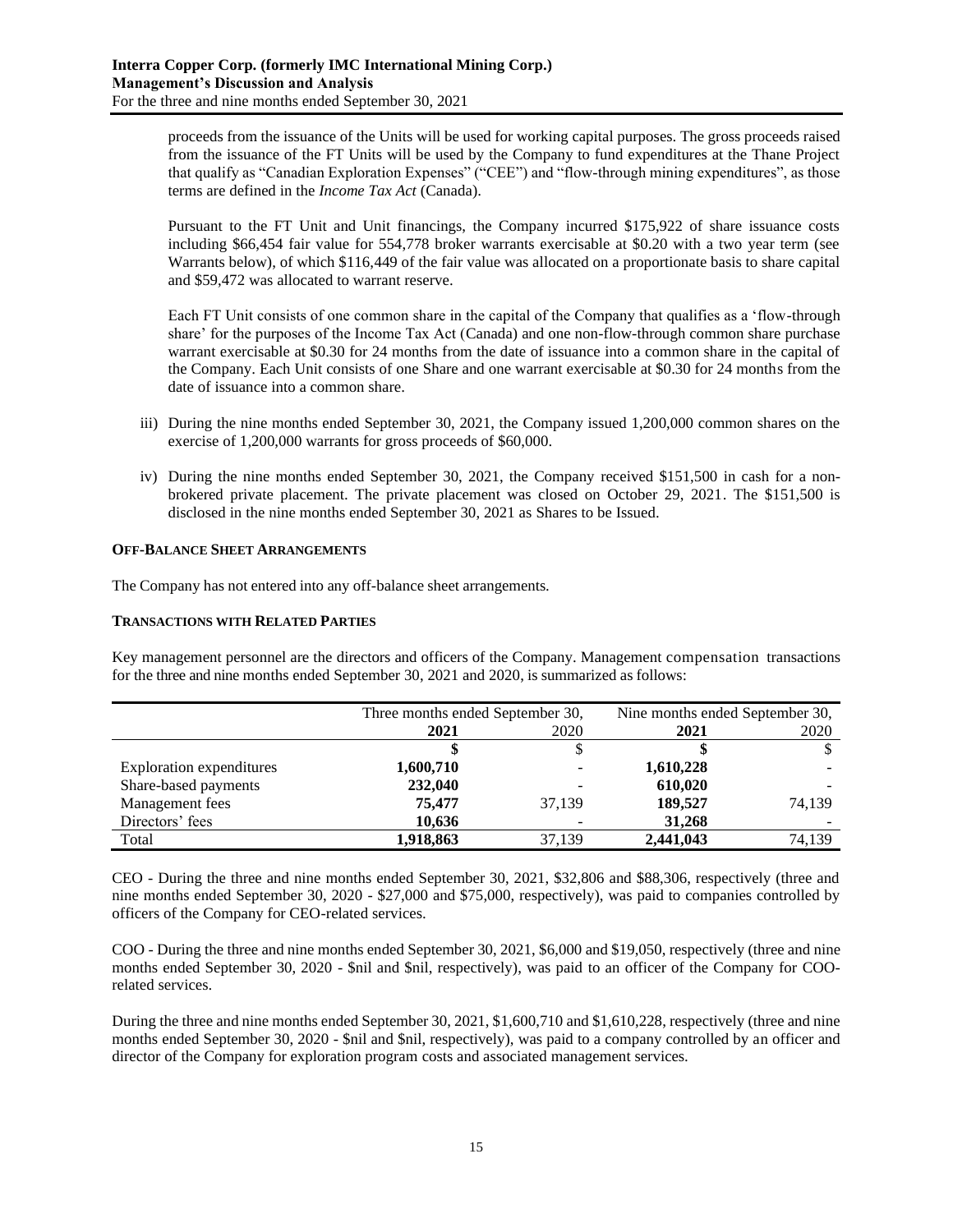proceeds from the issuance of the Units will be used for working capital purposes. The gross proceeds raised from the issuance of the FT Units will be used by the Company to fund expenditures at the Thane Project that qualify as "Canadian Exploration Expenses" ("CEE") and "flow-through mining expenditures", as those terms are defined in the *Income Tax Act* (Canada).

Pursuant to the FT Unit and Unit financings, the Company incurred $175,922 of share issuance costs including $66,454 fair value for 554,778 broker warrants exercisable at $0.20 with a two year term (see Warrants below), of which $116,449 of the fair value was allocated on a proportionate basis to share capital and $59,472 was allocated to warrant reserve.

Each FT Unit consists of one common share in the capital of the Company that qualifies as a 'flow-through share' for the purposes of the Income Tax Act (Canada) and one non-flow-through common share purchase warrant exercisable at $0.30 for 24 months from the date of issuance into a common share in the capital of the Company. Each Unit consists of one Share and one warrant exercisable at $0.30 for 24 months from the date of issuance into a common share.

iii) During the nine months ended September 30, 2021, the Company issued 1,200,000 common shares on the exercise of 1,200,000 warrants for gross proceeds of $60,000.

iv) During the nine months ended September 30, 2021, the Company received $151,500 in cash for a non-brokered private placement. The private placement was closed on October 29, 2021. The $151,500 is disclosed in the nine months ended September 30, 2021 as Shares to be Issued.

**OFF-BALANCE SHEET ARRANGEMENTS**

The Company has not entered into any off-balance sheet arrangements.

**TRANSACTIONS WITH RELATED PARTIES**

Key management personnel are the directors and officers of the Company. Management compensation transactions for the three and nine months ended September 30, 2021 and 2020, is summarized as follows:

| | Three months ended September 30, | | Nine months ended September 30, | |
|---|---|---|---|---|
| | **2021** | 2020 | **2021** | 2020 |
| | **$** | $ | **$** | $ |
| Exploration expenditures | **1,600,710** | - | **1,610,228** | - |
| Share-based payments | **232,040** | - | **610,020** | - |
| Management fees | **75,477** | 37,139 | **189,527** | 74,139 |
| Directors' fees | **10,636** | - | **31,268** | - |
| Total | **1,918,863** | 37,139 | **2,441,043** | 74,139 |

CEO - During the three and nine months ended September 30, 2021, $32,806 and $88,306, respectively (three and nine months ended September 30, 2020 - $27,000 and $75,000, respectively), was paid to companies controlled by officers of the Company for CEO-related services.

COO - During the three and nine months ended September 30, 2021, $6,000 and $19,050, respectively (three and nine months ended September 30, 2020 - $nil and $nil, respectively), was paid to an officer of the Company for COO-related services.

During the three and nine months ended September 30, 2021, $1,600,710 and $1,610,228, respectively (three and nine months ended September 30, 2020 - $nil and $nil, respectively), was paid to a company controlled by an officer and director of the Company for exploration program costs and associated management services.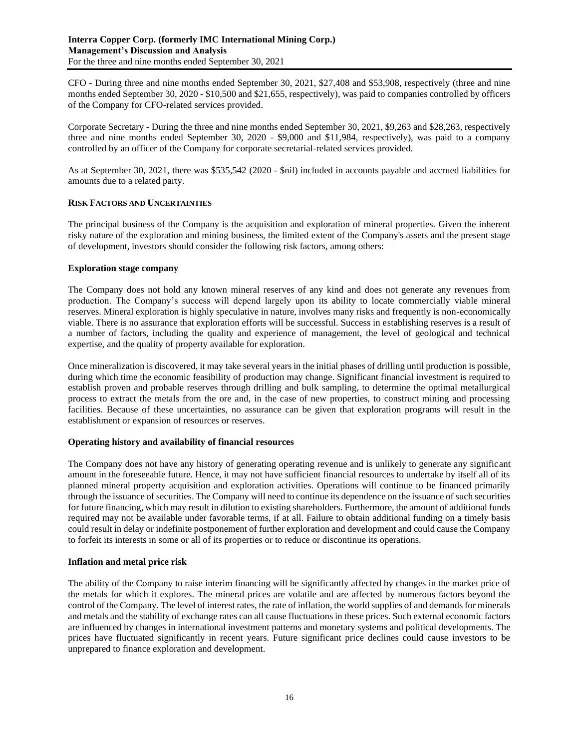CFO - During three and nine months ended September 30, 2021, $27,408 and $53,908, respectively (three and nine months ended September 30, 2020 - $10,500 and $21,655, respectively), was paid to companies controlled by officers of the Company for CFO-related services provided.

Corporate Secretary - During the three and nine months ended September 30, 2021, $9,263 and $28,263, respectively three and nine months ended September 30, 2020 - $9,000 and $11,984, respectively), was paid to a company controlled by an officer of the Company for corporate secretarial-related services provided.

As at September 30, 2021, there was $535,542 (2020 - $nil) included in accounts payable and accrued liabilities for amounts due to a related party.

## RISK FACTORS AND UNCERTAINTIES

The principal business of the Company is the acquisition and exploration of mineral properties. Given the inherent risky nature of the exploration and mining business, the limited extent of the Company's assets and the present stage of development, investors should consider the following risk factors, among others:

### Exploration stage company

The Company does not hold any known mineral reserves of any kind and does not generate any revenues from production. The Company's success will depend largely upon its ability to locate commercially viable mineral reserves. Mineral exploration is highly speculative in nature, involves many risks and frequently is non-economically viable. There is no assurance that exploration efforts will be successful. Success in establishing reserves is a result of a number of factors, including the quality and experience of management, the level of geological and technical expertise, and the quality of property available for exploration.

Once mineralization is discovered, it may take several years in the initial phases of drilling until production is possible, during which time the economic feasibility of production may change. Significant financial investment is required to establish proven and probable reserves through drilling and bulk sampling, to determine the optimal metallurgical process to extract the metals from the ore and, in the case of new properties, to construct mining and processing facilities. Because of these uncertainties, no assurance can be given that exploration programs will result in the establishment or expansion of resources or reserves.

### Operating history and availability of financial resources

The Company does not have any history of generating operating revenue and is unlikely to generate any significant amount in the foreseeable future. Hence, it may not have sufficient financial resources to undertake by itself all of its planned mineral property acquisition and exploration activities. Operations will continue to be financed primarily through the issuance of securities. The Company will need to continue its dependence on the issuance of such securities for future financing, which may result in dilution to existing shareholders. Furthermore, the amount of additional funds required may not be available under favorable terms, if at all. Failure to obtain additional funding on a timely basis could result in delay or indefinite postponement of further exploration and development and could cause the Company to forfeit its interests in some or all of its properties or to reduce or discontinue its operations.

### Inflation and metal price risk

The ability of the Company to raise interim financing will be significantly affected by changes in the market price of the metals for which it explores. The mineral prices are volatile and are affected by numerous factors beyond the control of the Company. The level of interest rates, the rate of inflation, the world supplies of and demands for minerals and metals and the stability of exchange rates can all cause fluctuations in these prices. Such external economic factors are influenced by changes in international investment patterns and monetary systems and political developments. The prices have fluctuated significantly in recent years. Future significant price declines could cause investors to be unprepared to finance exploration and development.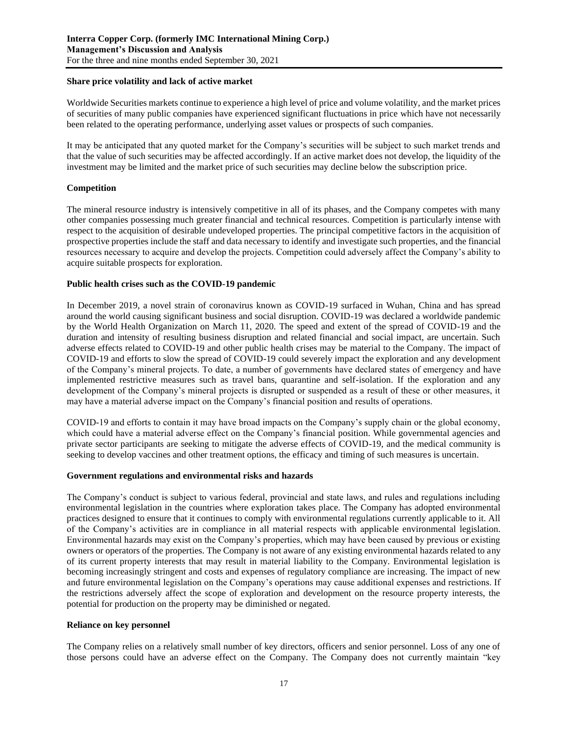### Share price volatility and lack of active market

Worldwide Securities markets continue to experience a high level of price and volume volatility, and the market prices of securities of many public companies have experienced significant fluctuations in price which have not necessarily been related to the operating performance, underlying asset values or prospects of such companies.

It may be anticipated that any quoted market for the Company's securities will be subject to such market trends and that the value of such securities may be affected accordingly. If an active market does not develop, the liquidity of the investment may be limited and the market price of such securities may decline below the subscription price.

### Competition

The mineral resource industry is intensively competitive in all of its phases, and the Company competes with many other companies possessing much greater financial and technical resources. Competition is particularly intense with respect to the acquisition of desirable undeveloped properties. The principal competitive factors in the acquisition of prospective properties include the staff and data necessary to identify and investigate such properties, and the financial resources necessary to acquire and develop the projects. Competition could adversely affect the Company's ability to acquire suitable prospects for exploration.

### Public health crises such as the COVID-19 pandemic

In December 2019, a novel strain of coronavirus known as COVID-19 surfaced in Wuhan, China and has spread around the world causing significant business and social disruption. COVID-19 was declared a worldwide pandemic by the World Health Organization on March 11, 2020. The speed and extent of the spread of COVID-19 and the duration and intensity of resulting business disruption and related financial and social impact, are uncertain. Such adverse effects related to COVID-19 and other public health crises may be material to the Company. The impact of COVID-19 and efforts to slow the spread of COVID-19 could severely impact the exploration and any development of the Company's mineral projects. To date, a number of governments have declared states of emergency and have implemented restrictive measures such as travel bans, quarantine and self-isolation. If the exploration and any development of the Company's mineral projects is disrupted or suspended as a result of these or other measures, it may have a material adverse impact on the Company's financial position and results of operations.

COVID-19 and efforts to contain it may have broad impacts on the Company's supply chain or the global economy, which could have a material adverse effect on the Company's financial position. While governmental agencies and private sector participants are seeking to mitigate the adverse effects of COVID-19, and the medical community is seeking to develop vaccines and other treatment options, the efficacy and timing of such measures is uncertain.

### Government regulations and environmental risks and hazards

The Company's conduct is subject to various federal, provincial and state laws, and rules and regulations including environmental legislation in the countries where exploration takes place. The Company has adopted environmental practices designed to ensure that it continues to comply with environmental regulations currently applicable to it. All of the Company's activities are in compliance in all material respects with applicable environmental legislation. Environmental hazards may exist on the Company's properties, which may have been caused by previous or existing owners or operators of the properties. The Company is not aware of any existing environmental hazards related to any of its current property interests that may result in material liability to the Company. Environmental legislation is becoming increasingly stringent and costs and expenses of regulatory compliance are increasing. The impact of new and future environmental legislation on the Company's operations may cause additional expenses and restrictions. If the restrictions adversely affect the scope of exploration and development on the resource property interests, the potential for production on the property may be diminished or negated.

### Reliance on key personnel

The Company relies on a relatively small number of key directors, officers and senior personnel. Loss of any one of those persons could have an adverse effect on the Company. The Company does not currently maintain "key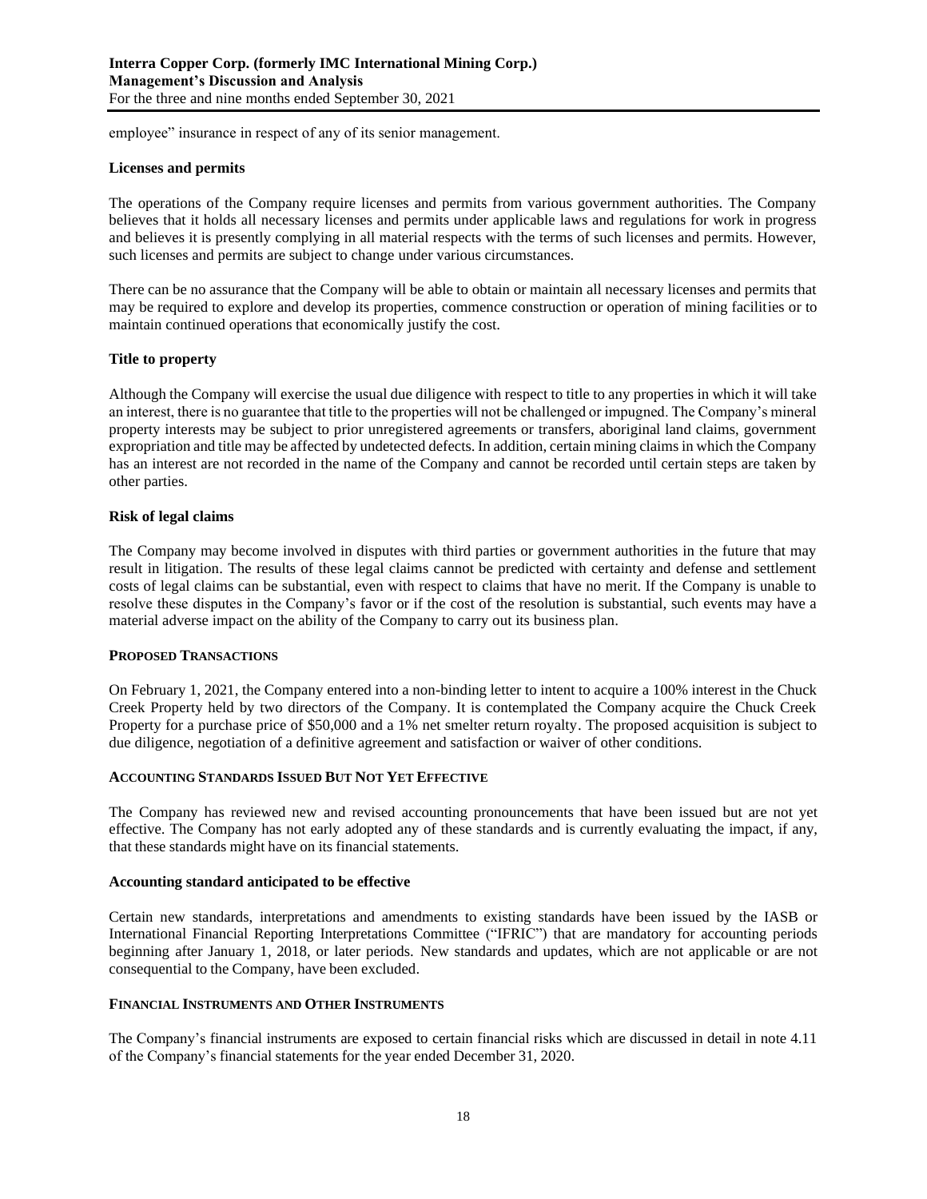employee" insurance in respect of any of its senior management.

### Licenses and permits

The operations of the Company require licenses and permits from various government authorities. The Company believes that it holds all necessary licenses and permits under applicable laws and regulations for work in progress and believes it is presently complying in all material respects with the terms of such licenses and permits. However, such licenses and permits are subject to change under various circumstances.

There can be no assurance that the Company will be able to obtain or maintain all necessary licenses and permits that may be required to explore and develop its properties, commence construction or operation of mining facilities or to maintain continued operations that economically justify the cost.

### Title to property

Although the Company will exercise the usual due diligence with respect to title to any properties in which it will take an interest, there is no guarantee that title to the properties will not be challenged or impugned. The Company's mineral property interests may be subject to prior unregistered agreements or transfers, aboriginal land claims, government expropriation and title may be affected by undetected defects. In addition, certain mining claims in which the Company has an interest are not recorded in the name of the Company and cannot be recorded until certain steps are taken by other parties.

### Risk of legal claims

The Company may become involved in disputes with third parties or government authorities in the future that may result in litigation. The results of these legal claims cannot be predicted with certainty and defense and settlement costs of legal claims can be substantial, even with respect to claims that have no merit. If the Company is unable to resolve these disputes in the Company's favor or if the cost of the resolution is substantial, such events may have a material adverse impact on the ability of the Company to carry out its business plan.

## PROPOSED TRANSACTIONS

On February 1, 2021, the Company entered into a non-binding letter to intent to acquire a 100% interest in the Chuck Creek Property held by two directors of the Company. It is contemplated the Company acquire the Chuck Creek Property for a purchase price of $50,000 and a 1% net smelter return royalty. The proposed acquisition is subject to due diligence, negotiation of a definitive agreement and satisfaction or waiver of other conditions.

## ACCOUNTING STANDARDS ISSUED BUT NOT YET EFFECTIVE

The Company has reviewed new and revised accounting pronouncements that have been issued but are not yet effective. The Company has not early adopted any of these standards and is currently evaluating the impact, if any, that these standards might have on its financial statements.

### Accounting standard anticipated to be effective

Certain new standards, interpretations and amendments to existing standards have been issued by the IASB or International Financial Reporting Interpretations Committee ("IFRIC") that are mandatory for accounting periods beginning after January 1, 2018, or later periods. New standards and updates, which are not applicable or are not consequential to the Company, have been excluded.

## FINANCIAL INSTRUMENTS AND OTHER INSTRUMENTS

The Company's financial instruments are exposed to certain financial risks which are discussed in detail in note 4.11 of the Company's financial statements for the year ended December 31, 2020.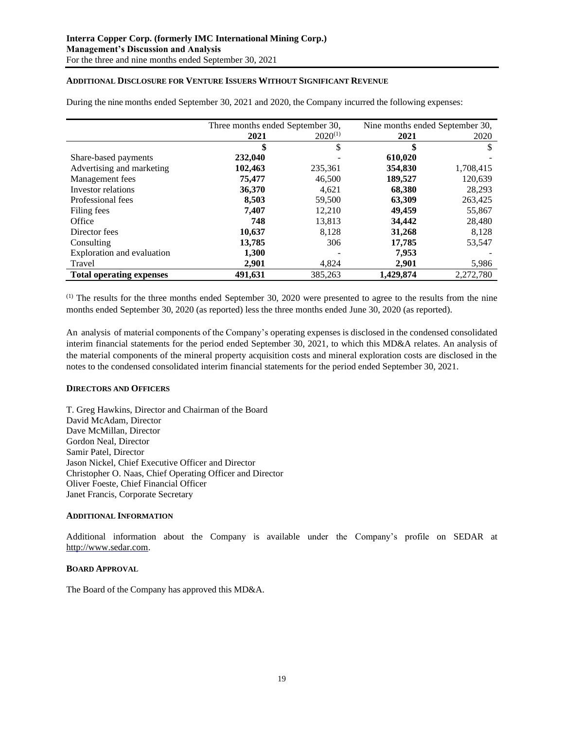### ADDITIONAL DISCLOSURE FOR VENTURE ISSUERS WITHOUT SIGNIFICANT REVENUE

During the nine months ended September 30, 2021 and 2020, the Company incurred the following expenses:

| | Three months ended September 30, | | Nine months ended September 30, | |
|---|---|---|---|---|
| | **2021** | 2020(1) | **2021** | 2020 |
| | **$** | $ | **$** | $ |
| Share-based payments | **232,040** | - | **610,020** | - |
| Advertising and marketing | **102,463** | 235,361 | **354,830** | 1,708,415 |
| Management fees | **75,477** | 46,500 | **189,527** | 120,639 |
| Investor relations | **36,370** | 4,621 | **68,380** | 28,293 |
| Professional fees | **8,503** | 59,500 | **63,309** | 263,425 |
| Filing fees | **7,407** | 12,210 | **49,459** | 55,867 |
| Office | **748** | 13,813 | **34,442** | 28,480 |
| Director fees | **10,637** | 8,128 | **31,268** | 8,128 |
| Consulting | **13,785** | 306 | **17,785** | 53,547 |
| Exploration and evaluation | **1,300** | - | **7,953** | - |
| Travel | **2,901** | 4,824 | **2,901** | 5,986 |
| **Total operating expenses** | **491,631** | 385,263 | **1,429,874** | 2,272,780 |

(1) The results for the three months ended September 30, 2020 were presented to agree to the results from the nine months ended September 30, 2020 (as reported) less the three months ended June 30, 2020 (as reported).

An analysis of material components of the Company's operating expenses is disclosed in the condensed consolidated interim financial statements for the period ended September 30, 2021, to which this MD&A relates. An analysis of the material components of the mineral property acquisition costs and mineral exploration costs are disclosed in the notes to the condensed consolidated interim financial statements for the period ended September 30, 2021.

### DIRECTORS AND OFFICERS

T. Greg Hawkins, Director and Chairman of the Board
David McAdam, Director
Dave McMillan, Director
Gordon Neal, Director
Samir Patel, Director
Jason Nickel, Chief Executive Officer and Director
Christopher O. Naas, Chief Operating Officer and Director
Oliver Foeste, Chief Financial Officer
Janet Francis, Corporate Secretary

### ADDITIONAL INFORMATION

Additional information about the Company is available under the Company's profile on SEDAR at http://www.sedar.com.

### BOARD APPROVAL

The Board of the Company has approved this MD&A.